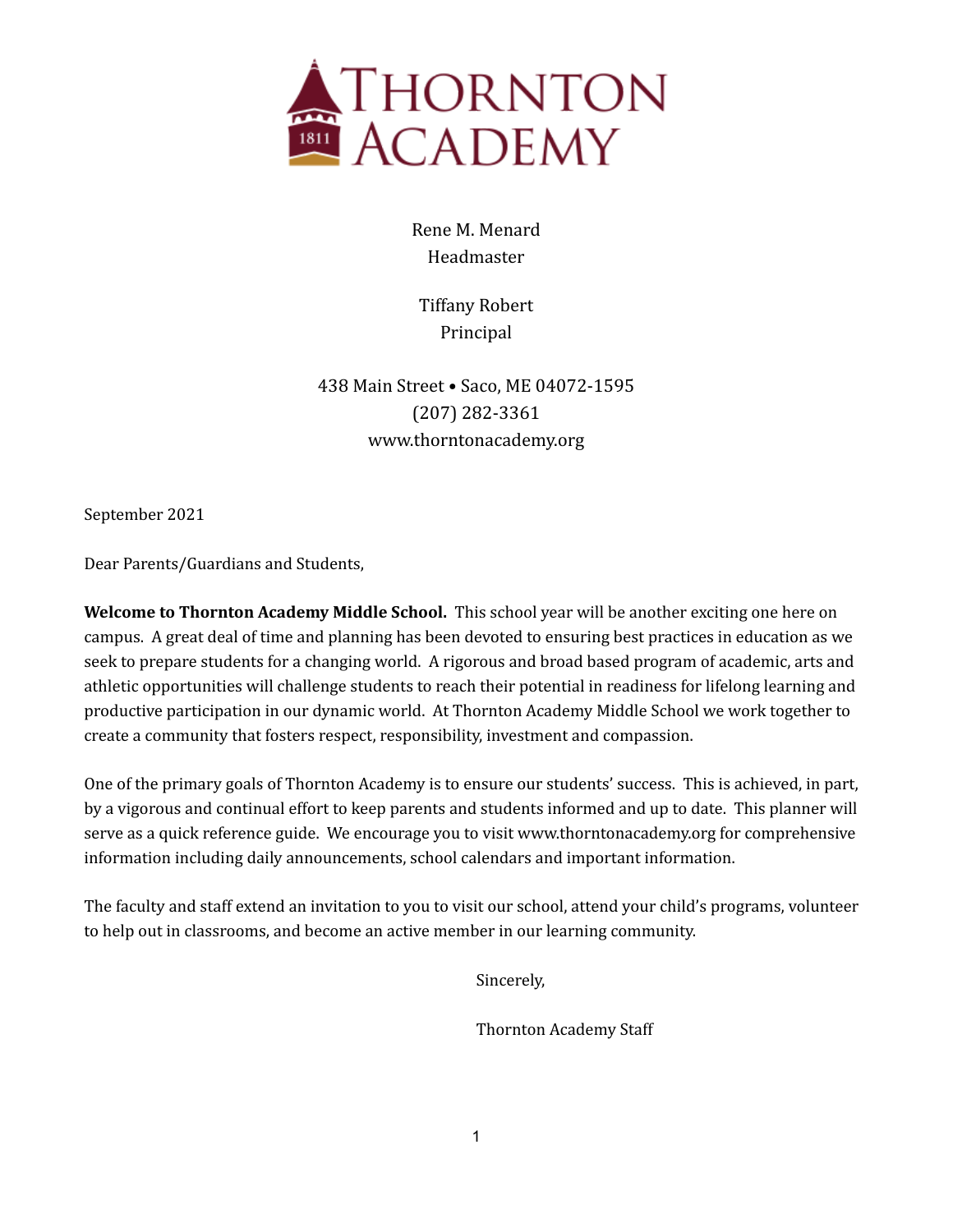# THORNTON ACADEMY

Rene M. Menard
Headmaster

Tiffany Robert
Principal

438 Main Street • Saco, ME 04072-1595
(207) 282-3361
www.thorntonacademy.org

September 2021

Dear Parents/Guardians and Students,

**Welcome to Thornton Academy Middle School.** This school year will be another exciting one here on campus. A great deal of time and planning has been devoted to ensuring best practices in education as we seek to prepare students for a changing world. A rigorous and broad based program of academic, arts and athletic opportunities will challenge students to reach their potential in readiness for lifelong learning and productive participation in our dynamic world. At Thornton Academy Middle School we work together to create a community that fosters respect, responsibility, investment and compassion.

One of the primary goals of Thornton Academy is to ensure our students' success. This is achieved, in part, by a vigorous and continual effort to keep parents and students informed and up to date. This planner will serve as a quick reference guide. We encourage you to visit www.thorntonacademy.org for comprehensive information including daily announcements, school calendars and important information.

The faculty and staff extend an invitation to you to visit our school, attend your child's programs, volunteer to help out in classrooms, and become an active member in our learning community.

Sincerely,

Thornton Academy Staff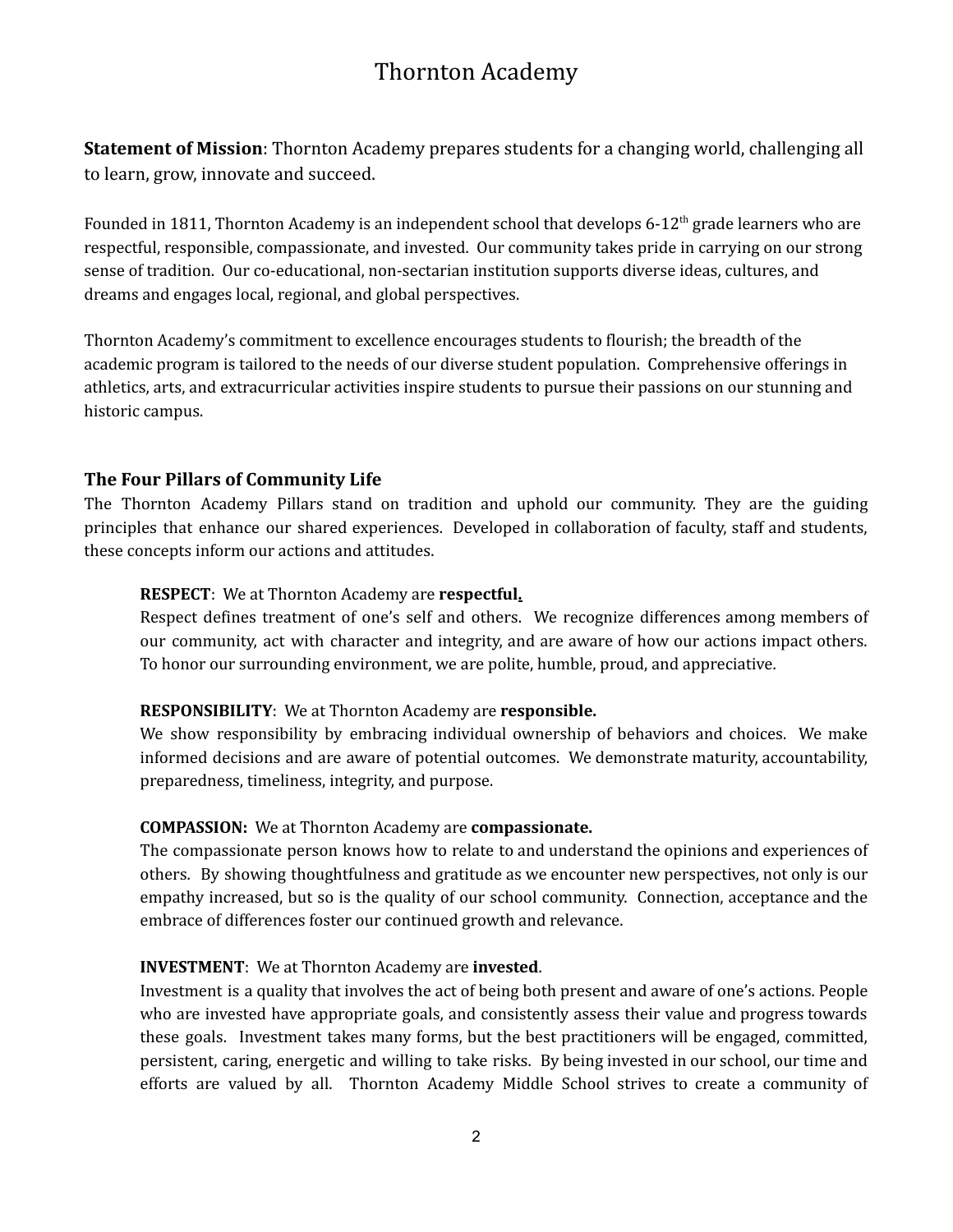# Thornton Academy

**Statement of Mission**: Thornton Academy prepares students for a changing world, challenging all to learn, grow, innovate and succeed.

Founded in 1811, Thornton Academy is an independent school that develops 6-12th grade learners who are respectful, responsible, compassionate, and invested. Our community takes pride in carrying on our strong sense of tradition. Our co-educational, non-sectarian institution supports diverse ideas, cultures, and dreams and engages local, regional, and global perspectives.

Thornton Academy's commitment to excellence encourages students to flourish; the breadth of the academic program is tailored to the needs of our diverse student population. Comprehensive offerings in athletics, arts, and extracurricular activities inspire students to pursue their passions on our stunning and historic campus.

## The Four Pillars of Community Life

The Thornton Academy Pillars stand on tradition and uphold our community. They are the guiding principles that enhance our shared experiences. Developed in collaboration of faculty, staff and students, these concepts inform our actions and attitudes.

**RESPECT**: We at Thornton Academy are **respectful.**
Respect defines treatment of one's self and others. We recognize differences among members of our community, act with character and integrity, and are aware of how our actions impact others. To honor our surrounding environment, we are polite, humble, proud, and appreciative.

**RESPONSIBILITY**: We at Thornton Academy are **responsible.**
We show responsibility by embracing individual ownership of behaviors and choices. We make informed decisions and are aware of potential outcomes. We demonstrate maturity, accountability, preparedness, timeliness, integrity, and purpose.

**COMPASSION:** We at Thornton Academy are **compassionate.**
The compassionate person knows how to relate to and understand the opinions and experiences of others. By showing thoughtfulness and gratitude as we encounter new perspectives, not only is our empathy increased, but so is the quality of our school community. Connection, acceptance and the embrace of differences foster our continued growth and relevance.

**INVESTMENT**: We at Thornton Academy are **invested**.
Investment is a quality that involves the act of being both present and aware of one's actions. People who are invested have appropriate goals, and consistently assess their value and progress towards these goals. Investment takes many forms, but the best practitioners will be engaged, committed, persistent, caring, energetic and willing to take risks. By being invested in our school, our time and efforts are valued by all. Thornton Academy Middle School strives to create a community of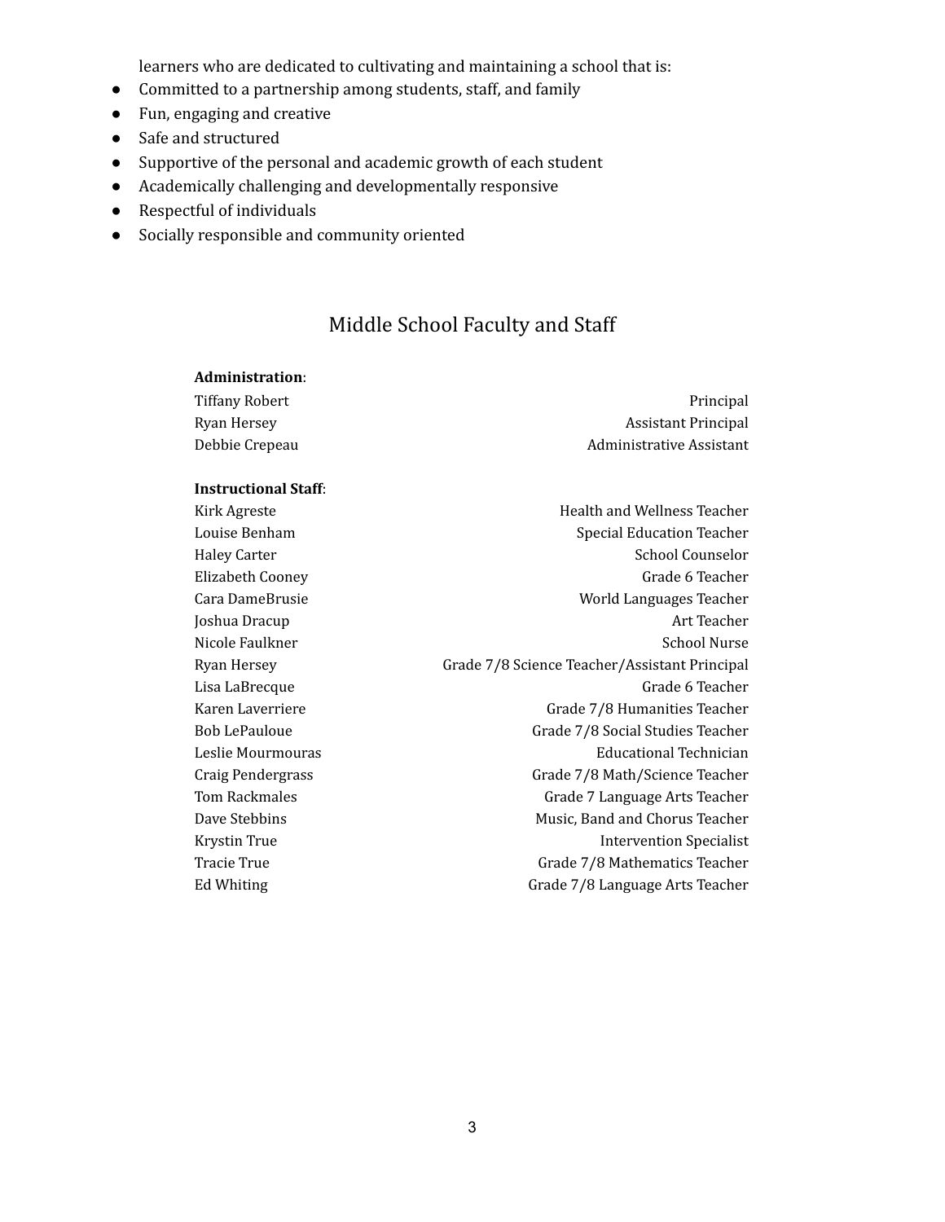learners who are dedicated to cultivating and maintaining a school that is:

- Committed to a partnership among students, staff, and family
- Fun, engaging and creative
- Safe and structured
- Supportive of the personal and academic growth of each student
- Academically challenging and developmentally responsive
- Respectful of individuals
- Socially responsible and community oriented

## Middle School Faculty and Staff

**Administration**:

| Name | Position |
|---|---|
| Tiffany Robert | Principal |
| Ryan Hersey | Assistant Principal |
| Debbie Crepeau | Administrative Assistant |

**Instructional Staff**:

| Name | Position |
|---|---|
| Kirk Agreste | Health and Wellness Teacher |
| Louise Benham | Special Education Teacher |
| Haley Carter | School Counselor |
| Elizabeth Cooney | Grade 6 Teacher |
| Cara DameBrusie | World Languages Teacher |
| Joshua Dracup | Art Teacher |
| Nicole Faulkner | School Nurse |
| Ryan Hersey | Grade 7/8 Science Teacher/Assistant Principal |
| Lisa LaBrecque | Grade 6 Teacher |
| Karen Laverriere | Grade 7/8 Humanities Teacher |
| Bob LePauloue | Grade 7/8 Social Studies Teacher |
| Leslie Mourmouras | Educational Technician |
| Craig Pendergrass | Grade 7/8 Math/Science Teacher |
| Tom Rackmales | Grade 7 Language Arts Teacher |
| Dave Stebbins | Music, Band and Chorus Teacher |
| Krystin True | Intervention Specialist |
| Tracie True | Grade 7/8 Mathematics Teacher |
| Ed Whiting | Grade 7/8 Language Arts Teacher |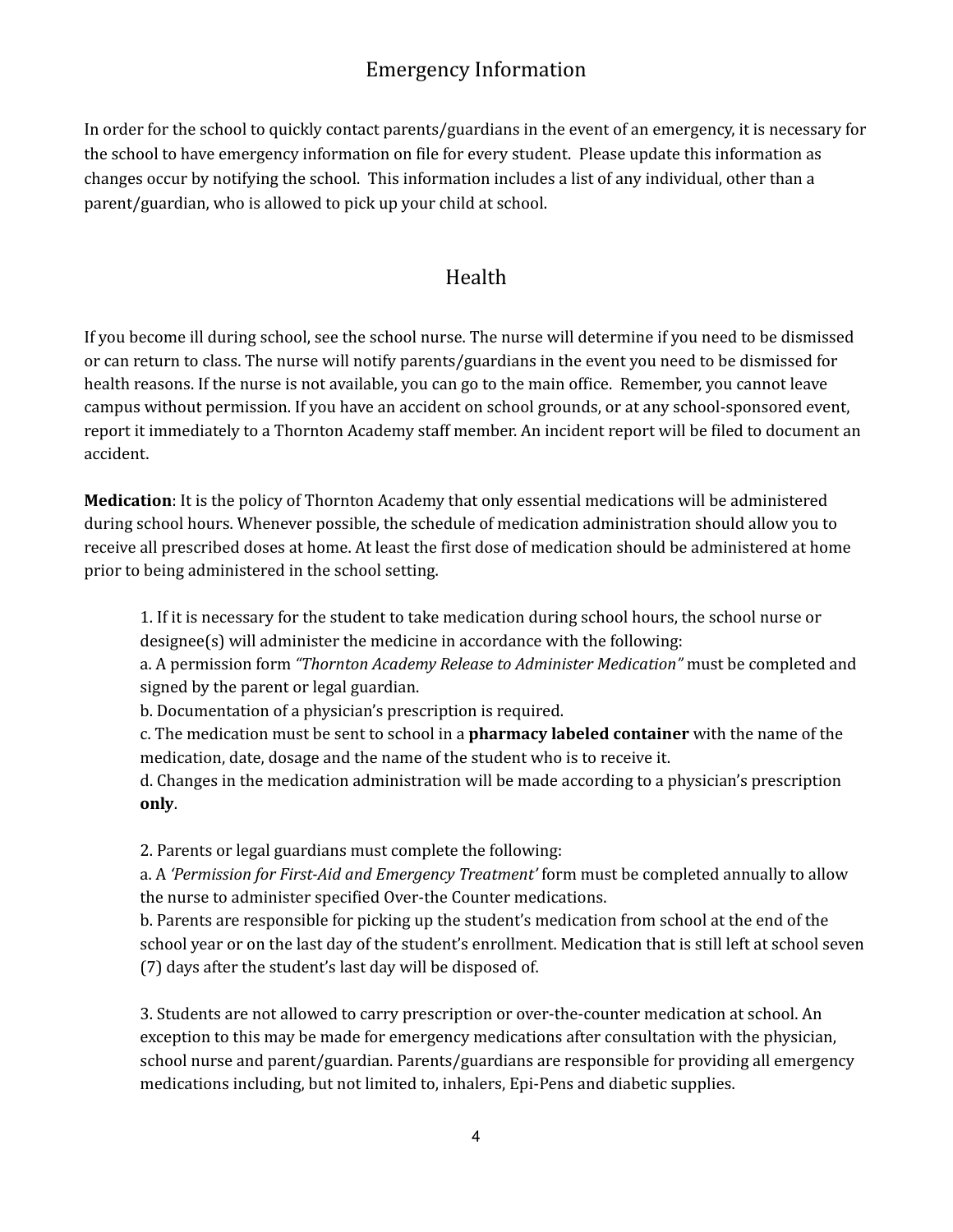## Emergency Information

In order for the school to quickly contact parents/guardians in the event of an emergency, it is necessary for the school to have emergency information on file for every student. Please update this information as changes occur by notifying the school. This information includes a list of any individual, other than a parent/guardian, who is allowed to pick up your child at school.

## Health

If you become ill during school, see the school nurse. The nurse will determine if you need to be dismissed or can return to class. The nurse will notify parents/guardians in the event you need to be dismissed for health reasons. If the nurse is not available, you can go to the main office. Remember, you cannot leave campus without permission. If you have an accident on school grounds, or at any school-sponsored event, report it immediately to a Thornton Academy staff member. An incident report will be filed to document an accident.

**Medication**: It is the policy of Thornton Academy that only essential medications will be administered during school hours. Whenever possible, the schedule of medication administration should allow you to receive all prescribed doses at home. At least the first dose of medication should be administered at home prior to being administered in the school setting.

1. If it is necessary for the student to take medication during school hours, the school nurse or designee(s) will administer the medicine in accordance with the following:
   a. A permission form *"Thornton Academy Release to Administer Medication"* must be completed and signed by the parent or legal guardian.
   b. Documentation of a physician's prescription is required.
   c. The medication must be sent to school in a **pharmacy labeled container** with the name of the medication, date, dosage and the name of the student who is to receive it.
   d. Changes in the medication administration will be made according to a physician's prescription **only**.

2. Parents or legal guardians must complete the following:
   a. A *'Permission for First-Aid and Emergency Treatment'* form must be completed annually to allow the nurse to administer specified Over-the Counter medications.
   b. Parents are responsible for picking up the student's medication from school at the end of the school year or on the last day of the student's enrollment. Medication that is still left at school seven (7) days after the student's last day will be disposed of.

3. Students are not allowed to carry prescription or over-the-counter medication at school. An exception to this may be made for emergency medications after consultation with the physician, school nurse and parent/guardian. Parents/guardians are responsible for providing all emergency medications including, but not limited to, inhalers, Epi-Pens and diabetic supplies.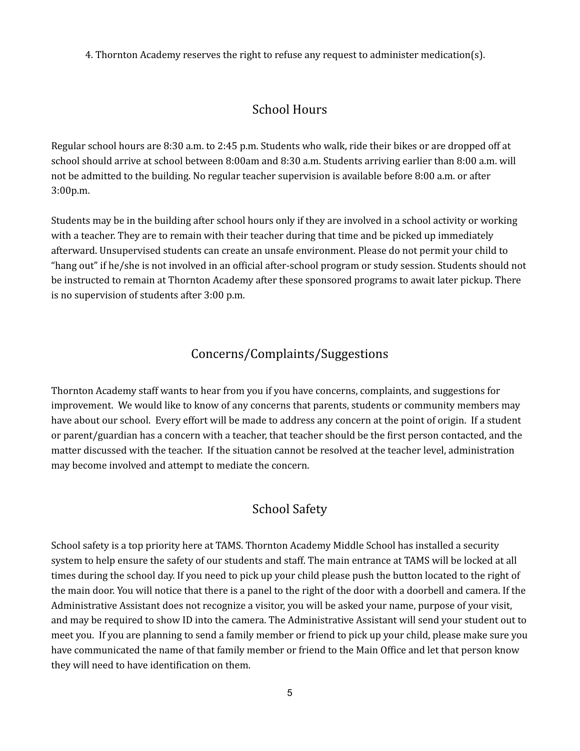4. Thornton Academy reserves the right to refuse any request to administer medication(s).

## School Hours

Regular school hours are 8:30 a.m. to 2:45 p.m. Students who walk, ride their bikes or are dropped off at school should arrive at school between 8:00am and 8:30 a.m. Students arriving earlier than 8:00 a.m. will not be admitted to the building. No regular teacher supervision is available before 8:00 a.m. or after 3:00p.m.

Students may be in the building after school hours only if they are involved in a school activity or working with a teacher. They are to remain with their teacher during that time and be picked up immediately afterward. Unsupervised students can create an unsafe environment. Please do not permit your child to "hang out" if he/she is not involved in an official after-school program or study session. Students should not be instructed to remain at Thornton Academy after these sponsored programs to await later pickup. There is no supervision of students after 3:00 p.m.

## Concerns/Complaints/Suggestions

Thornton Academy staff wants to hear from you if you have concerns, complaints, and suggestions for improvement. We would like to know of any concerns that parents, students or community members may have about our school. Every effort will be made to address any concern at the point of origin. If a student or parent/guardian has a concern with a teacher, that teacher should be the first person contacted, and the matter discussed with the teacher. If the situation cannot be resolved at the teacher level, administration may become involved and attempt to mediate the concern.

## School Safety

School safety is a top priority here at TAMS. Thornton Academy Middle School has installed a security system to help ensure the safety of our students and staff. The main entrance at TAMS will be locked at all times during the school day. If you need to pick up your child please push the button located to the right of the main door. You will notice that there is a panel to the right of the door with a doorbell and camera. If the Administrative Assistant does not recognize a visitor, you will be asked your name, purpose of your visit, and may be required to show ID into the camera. The Administrative Assistant will send your student out to meet you. If you are planning to send a family member or friend to pick up your child, please make sure you have communicated the name of that family member or friend to the Main Office and let that person know they will need to have identification on them.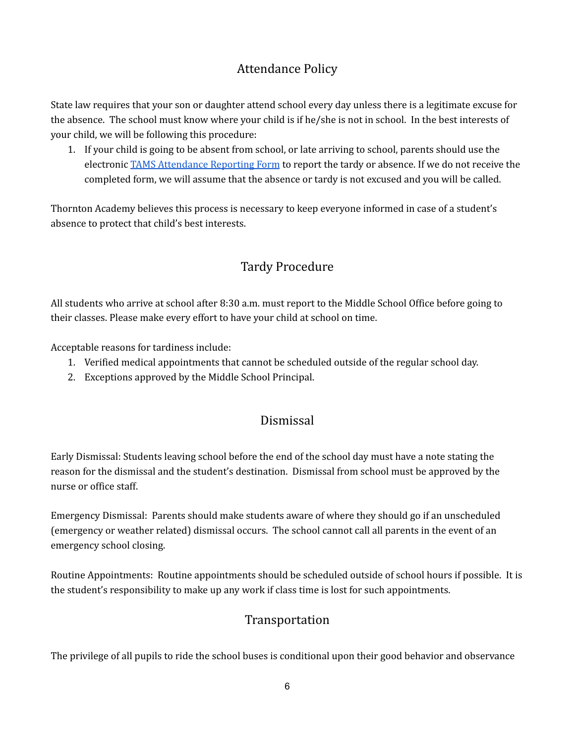## Attendance Policy

State law requires that your son or daughter attend school every day unless there is a legitimate excuse for the absence. The school must know where your child is if he/she is not in school. In the best interests of your child, we will be following this procedure:

1. If your child is going to be absent from school, or late arriving to school, parents should use the electronic TAMS Attendance Reporting Form to report the tardy or absence. If we do not receive the completed form, we will assume that the absence or tardy is not excused and you will be called.

Thornton Academy believes this process is necessary to keep everyone informed in case of a student's absence to protect that child's best interests.

## Tardy Procedure

All students who arrive at school after 8:30 a.m. must report to the Middle School Office before going to their classes. Please make every effort to have your child at school on time.

Acceptable reasons for tardiness include:

1. Verified medical appointments that cannot be scheduled outside of the regular school day.
2. Exceptions approved by the Middle School Principal.

## Dismissal

Early Dismissal: Students leaving school before the end of the school day must have a note stating the reason for the dismissal and the student's destination. Dismissal from school must be approved by the nurse or office staff.

Emergency Dismissal: Parents should make students aware of where they should go if an unscheduled (emergency or weather related) dismissal occurs. The school cannot call all parents in the event of an emergency school closing.

Routine Appointments: Routine appointments should be scheduled outside of school hours if possible. It is the student's responsibility to make up any work if class time is lost for such appointments.

## Transportation

The privilege of all pupils to ride the school buses is conditional upon their good behavior and observance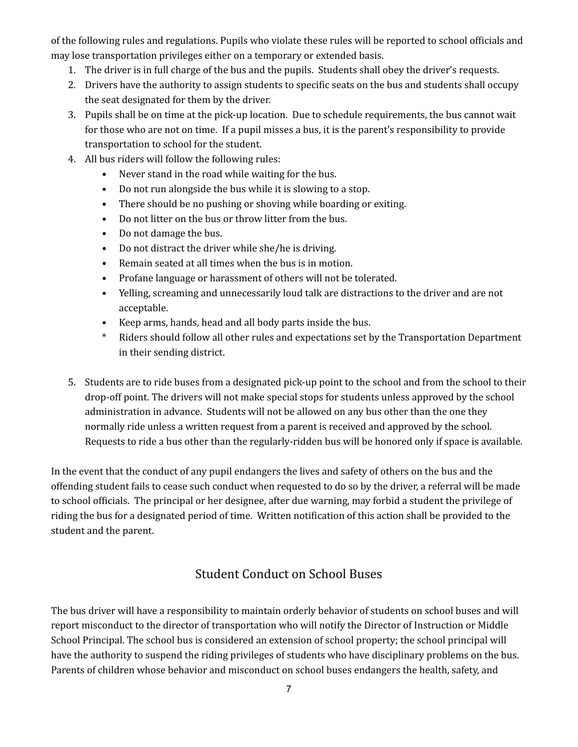of the following rules and regulations. Pupils who violate these rules will be reported to school officials and may lose transportation privileges either on a temporary or extended basis.

1. The driver is in full charge of the bus and the pupils. Students shall obey the driver's requests.
2. Drivers have the authority to assign students to specific seats on the bus and students shall occupy the seat designated for them by the driver.
3. Pupils shall be on time at the pick-up location. Due to schedule requirements, the bus cannot wait for those who are not on time. If a pupil misses a bus, it is the parent's responsibility to provide transportation to school for the student.
4. All bus riders will follow the following rules:
   - Never stand in the road while waiting for the bus.
   - Do not run alongside the bus while it is slowing to a stop.
   - There should be no pushing or shoving while boarding or exiting.
   - Do not litter on the bus or throw litter from the bus.
   - Do not damage the bus.
   - Do not distract the driver while she/he is driving.
   - Remain seated at all times when the bus is in motion.
   - Profane language or harassment of others will not be tolerated.
   - Yelling, screaming and unnecessarily loud talk are distractions to the driver and are not acceptable.
   - Keep arms, hands, head and all body parts inside the bus.
   - \* Riders should follow all other rules and expectations set by the Transportation Department in their sending district.

5. Students are to ride buses from a designated pick-up point to the school and from the school to their drop-off point. The drivers will not make special stops for students unless approved by the school administration in advance. Students will not be allowed on any bus other than the one they normally ride unless a written request from a parent is received and approved by the school. Requests to ride a bus other than the regularly-ridden bus will be honored only if space is available.

In the event that the conduct of any pupil endangers the lives and safety of others on the bus and the offending student fails to cease such conduct when requested to do so by the driver, a referral will be made to school officials. The principal or her designee, after due warning, may forbid a student the privilege of riding the bus for a designated period of time. Written notification of this action shall be provided to the student and the parent.

## Student Conduct on School Buses

The bus driver will have a responsibility to maintain orderly behavior of students on school buses and will report misconduct to the director of transportation who will notify the Director of Instruction or Middle School Principal. The school bus is considered an extension of school property; the school principal will have the authority to suspend the riding privileges of students who have disciplinary problems on the bus. Parents of children whose behavior and misconduct on school buses endangers the health, safety, and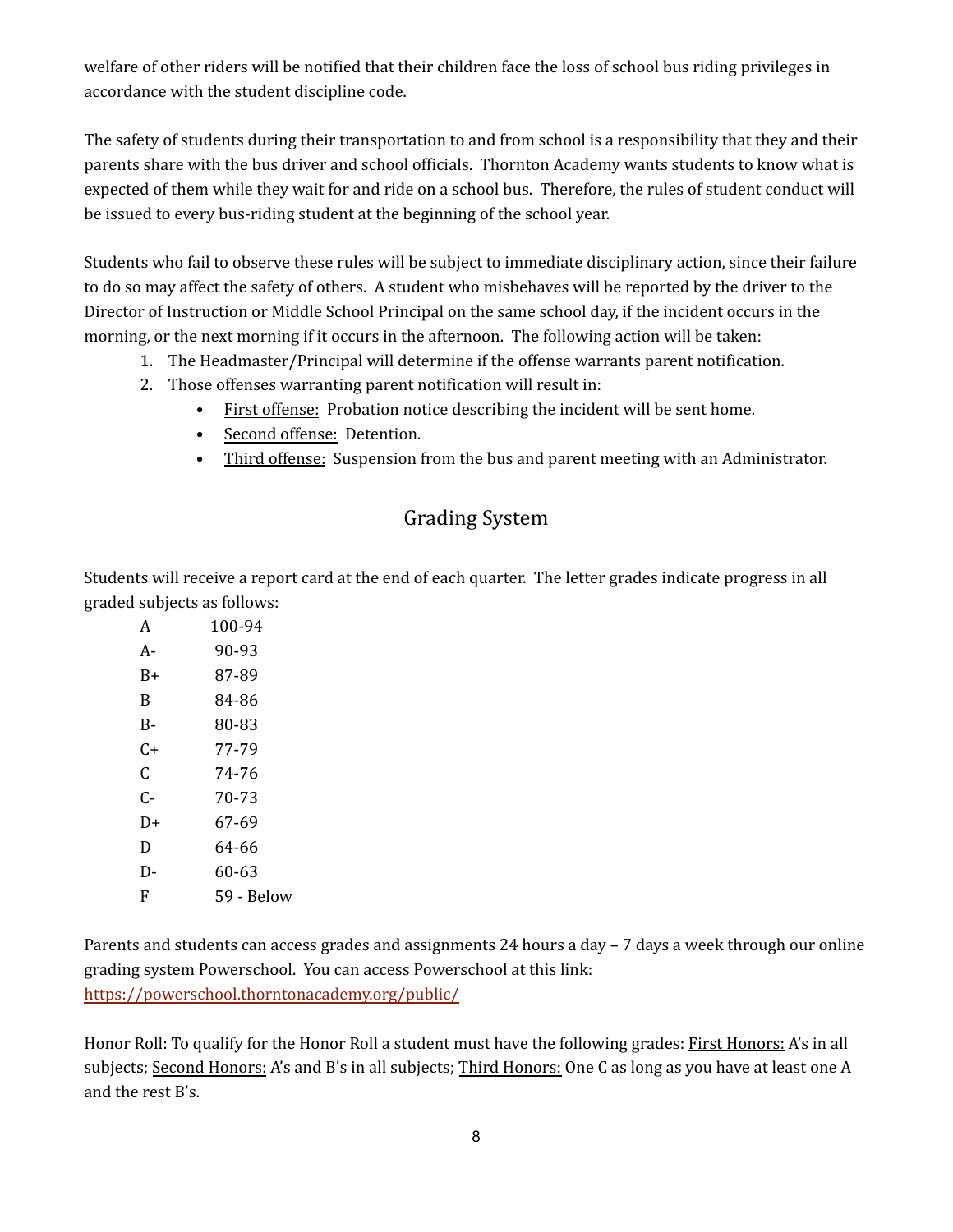welfare of other riders will be notified that their children face the loss of school bus riding privileges in accordance with the student discipline code.

The safety of students during their transportation to and from school is a responsibility that they and their parents share with the bus driver and school officials. Thornton Academy wants students to know what is expected of them while they wait for and ride on a school bus. Therefore, the rules of student conduct will be issued to every bus-riding student at the beginning of the school year.

Students who fail to observe these rules will be subject to immediate disciplinary action, since their failure to do so may affect the safety of others. A student who misbehaves will be reported by the driver to the Director of Instruction or Middle School Principal on the same school day, if the incident occurs in the morning, or the next morning if it occurs in the afternoon. The following action will be taken:

1. The Headmaster/Principal will determine if the offense warrants parent notification.
2. Those offenses warranting parent notification will result in:
   - <u>First offense:</u> Probation notice describing the incident will be sent home.
   - <u>Second offense:</u> Detention.
   - <u>Third offense:</u> Suspension from the bus and parent meeting with an Administrator.

## Grading System

Students will receive a report card at the end of each quarter. The letter grades indicate progress in all graded subjects as follows:

| Grade | Range |
|---|---|
| A | 100-94 |
| A- | 90-93 |
| B+ | 87-89 |
| B | 84-86 |
| B- | 80-83 |
| C+ | 77-79 |
| C | 74-76 |
| C- | 70-73 |
| D+ | 67-69 |
| D | 64-66 |
| D- | 60-63 |
| F | 59 - Below |

Parents and students can access grades and assignments 24 hours a day – 7 days a week through our online grading system Powerschool. You can access Powerschool at this link: https://powerschool.thorntonacademy.org/public/

Honor Roll: To qualify for the Honor Roll a student must have the following grades: <u>First Honors:</u> A's in all subjects; <u>Second Honors:</u> A's and B's in all subjects; <u>Third Honors:</u> One C as long as you have at least one A and the rest B's.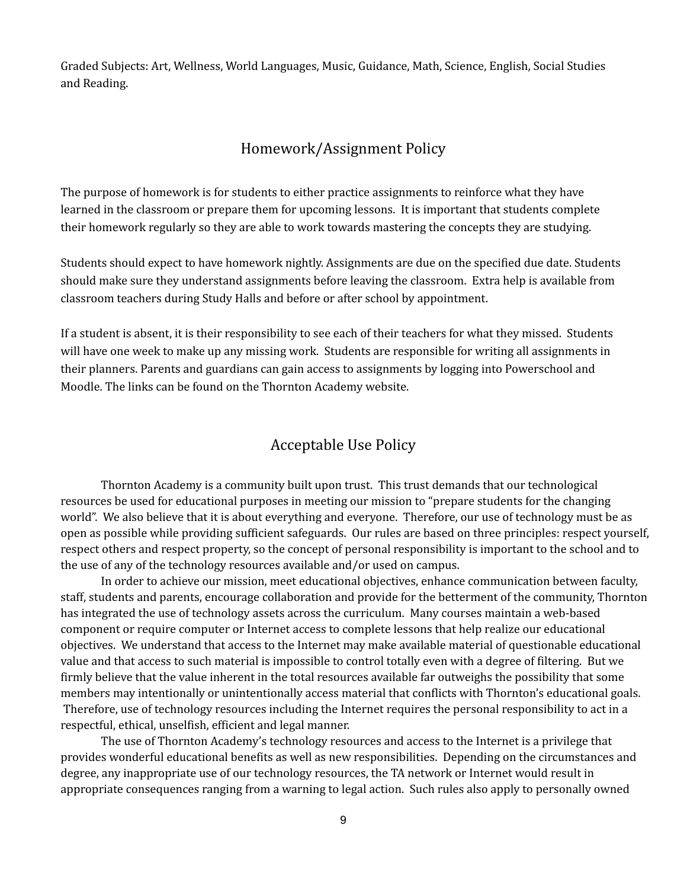Graded Subjects: Art, Wellness, World Languages, Music, Guidance, Math, Science, English, Social Studies and Reading.

## Homework/Assignment Policy

The purpose of homework is for students to either practice assignments to reinforce what they have learned in the classroom or prepare them for upcoming lessons. It is important that students complete their homework regularly so they are able to work towards mastering the concepts they are studying.

Students should expect to have homework nightly. Assignments are due on the specified due date. Students should make sure they understand assignments before leaving the classroom. Extra help is available from classroom teachers during Study Halls and before or after school by appointment.

If a student is absent, it is their responsibility to see each of their teachers for what they missed. Students will have one week to make up any missing work. Students are responsible for writing all assignments in their planners. Parents and guardians can gain access to assignments by logging into Powerschool and Moodle. The links can be found on the Thornton Academy website.

## Acceptable Use Policy

Thornton Academy is a community built upon trust. This trust demands that our technological resources be used for educational purposes in meeting our mission to "prepare students for the changing world". We also believe that it is about everything and everyone. Therefore, our use of technology must be as open as possible while providing sufficient safeguards. Our rules are based on three principles: respect yourself, respect others and respect property, so the concept of personal responsibility is important to the school and to the use of any of the technology resources available and/or used on campus.

In order to achieve our mission, meet educational objectives, enhance communication between faculty, staff, students and parents, encourage collaboration and provide for the betterment of the community, Thornton has integrated the use of technology assets across the curriculum. Many courses maintain a web-based component or require computer or Internet access to complete lessons that help realize our educational objectives. We understand that access to the Internet may make available material of questionable educational value and that access to such material is impossible to control totally even with a degree of filtering. But we firmly believe that the value inherent in the total resources available far outweighs the possibility that some members may intentionally or unintentionally access material that conflicts with Thornton's educational goals. Therefore, use of technology resources including the Internet requires the personal responsibility to act in a respectful, ethical, unselfish, efficient and legal manner.

The use of Thornton Academy's technology resources and access to the Internet is a privilege that provides wonderful educational benefits as well as new responsibilities. Depending on the circumstances and degree, any inappropriate use of our technology resources, the TA network or Internet would result in appropriate consequences ranging from a warning to legal action. Such rules also apply to personally owned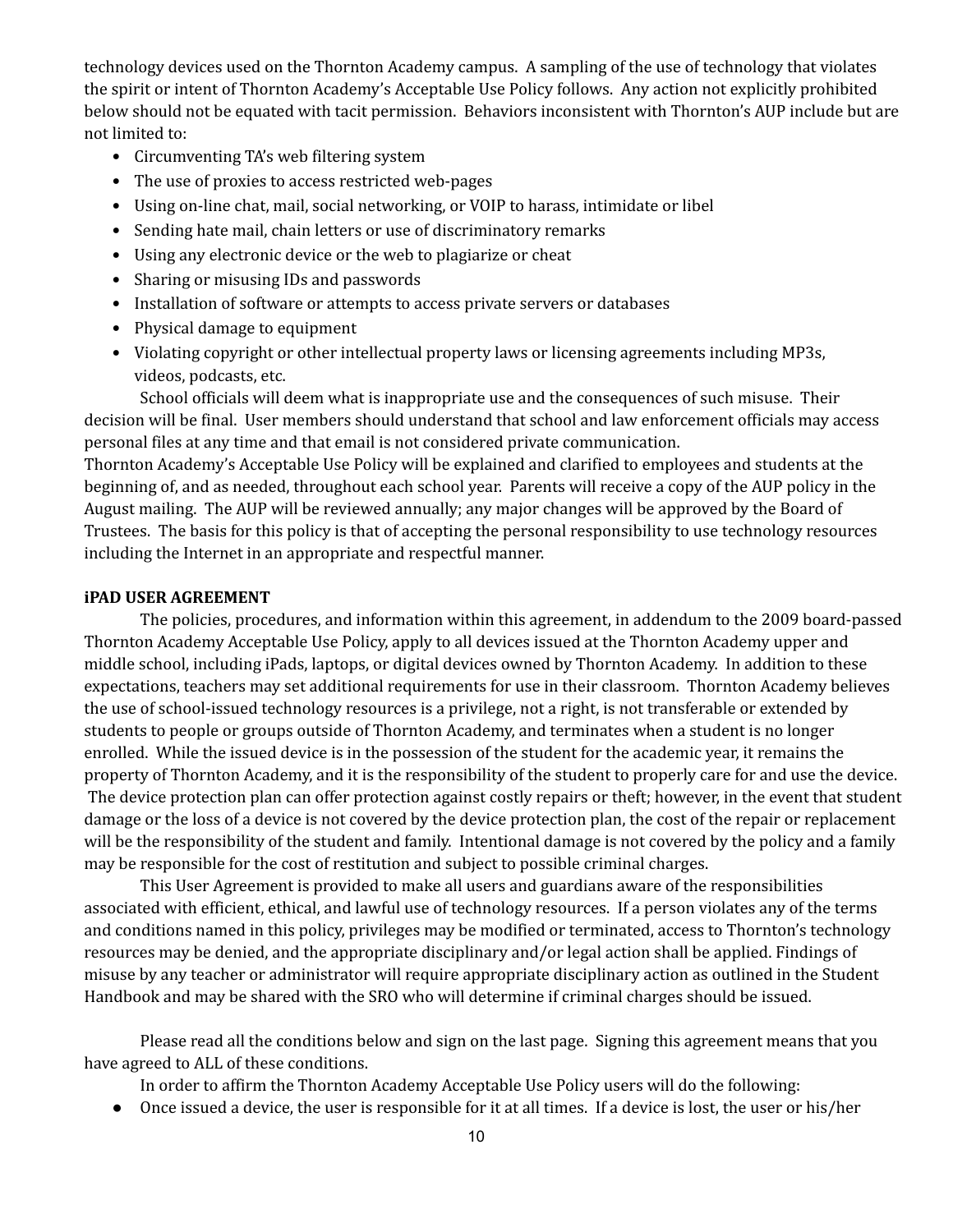technology devices used on the Thornton Academy campus. A sampling of the use of technology that violates the spirit or intent of Thornton Academy's Acceptable Use Policy follows. Any action not explicitly prohibited below should not be equated with tacit permission. Behaviors inconsistent with Thornton's AUP include but are not limited to:

- Circumventing TA's web filtering system
- The use of proxies to access restricted web-pages
- Using on-line chat, mail, social networking, or VOIP to harass, intimidate or libel
- Sending hate mail, chain letters or use of discriminatory remarks
- Using any electronic device or the web to plagiarize or cheat
- Sharing or misusing IDs and passwords
- Installation of software or attempts to access private servers or databases
- Physical damage to equipment
- Violating copyright or other intellectual property laws or licensing agreements including MP3s, videos, podcasts, etc.

School officials will deem what is inappropriate use and the consequences of such misuse. Their decision will be final. User members should understand that school and law enforcement officials may access personal files at any time and that email is not considered private communication.

Thornton Academy's Acceptable Use Policy will be explained and clarified to employees and students at the beginning of, and as needed, throughout each school year. Parents will receive a copy of the AUP policy in the August mailing. The AUP will be reviewed annually; any major changes will be approved by the Board of Trustees. The basis for this policy is that of accepting the personal responsibility to use technology resources including the Internet in an appropriate and respectful manner.

**iPAD USER AGREEMENT**

The policies, procedures, and information within this agreement, in addendum to the 2009 board-passed Thornton Academy Acceptable Use Policy, apply to all devices issued at the Thornton Academy upper and middle school, including iPads, laptops, or digital devices owned by Thornton Academy. In addition to these expectations, teachers may set additional requirements for use in their classroom. Thornton Academy believes the use of school-issued technology resources is a privilege, not a right, is not transferable or extended by students to people or groups outside of Thornton Academy, and terminates when a student is no longer enrolled. While the issued device is in the possession of the student for the academic year, it remains the property of Thornton Academy, and it is the responsibility of the student to properly care for and use the device. The device protection plan can offer protection against costly repairs or theft; however, in the event that student damage or the loss of a device is not covered by the device protection plan, the cost of the repair or replacement will be the responsibility of the student and family. Intentional damage is not covered by the policy and a family may be responsible for the cost of restitution and subject to possible criminal charges.

This User Agreement is provided to make all users and guardians aware of the responsibilities associated with efficient, ethical, and lawful use of technology resources. If a person violates any of the terms and conditions named in this policy, privileges may be modified or terminated, access to Thornton's technology resources may be denied, and the appropriate disciplinary and/or legal action shall be applied. Findings of misuse by any teacher or administrator will require appropriate disciplinary action as outlined in the Student Handbook and may be shared with the SRO who will determine if criminal charges should be issued.

Please read all the conditions below and sign on the last page. Signing this agreement means that you have agreed to ALL of these conditions.

In order to affirm the Thornton Academy Acceptable Use Policy users will do the following:

- Once issued a device, the user is responsible for it at all times. If a device is lost, the user or his/her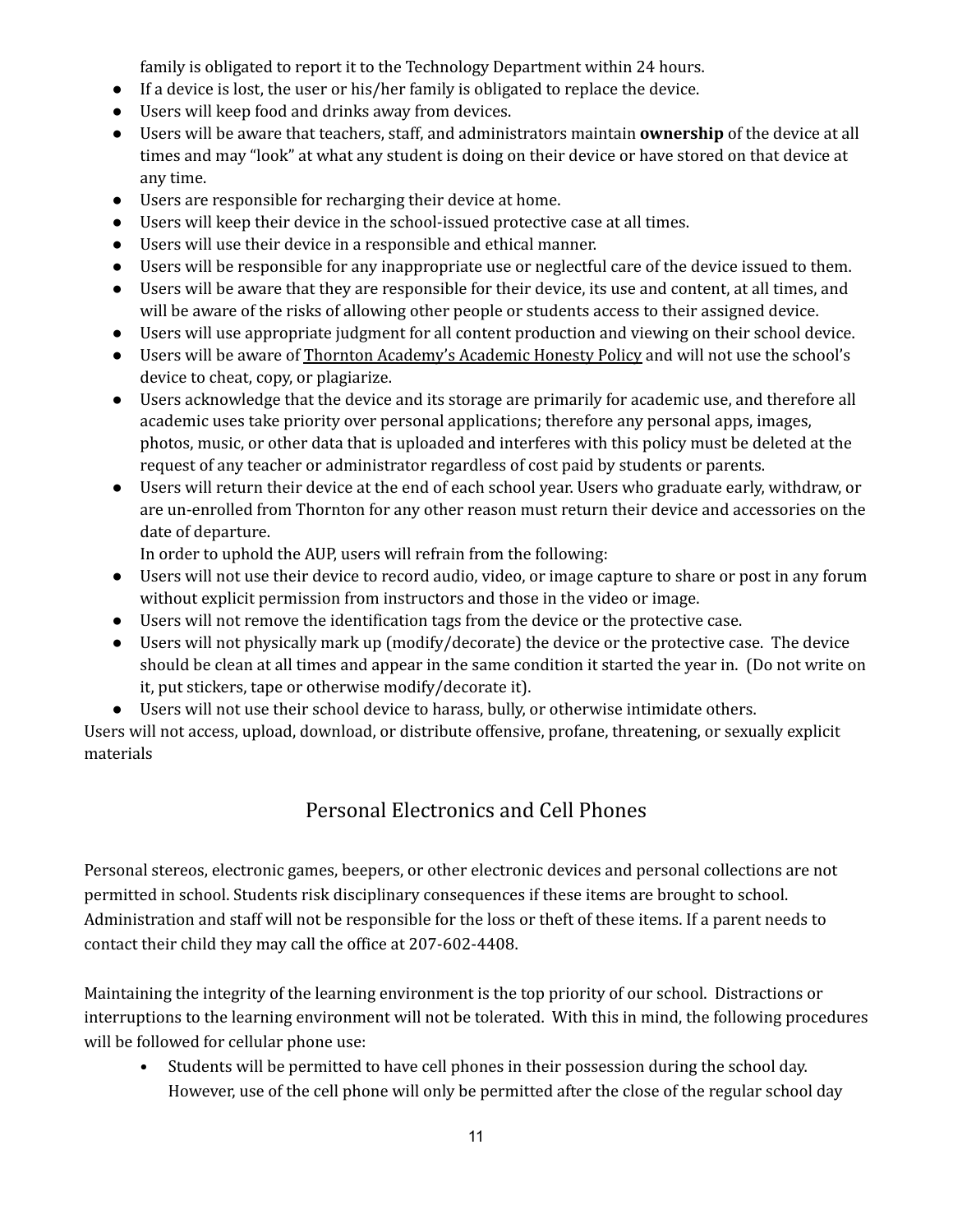family is obligated to report it to the Technology Department within 24 hours.

- If a device is lost, the user or his/her family is obligated to replace the device.
- Users will keep food and drinks away from devices.
- Users will be aware that teachers, staff, and administrators maintain **ownership** of the device at all times and may "look" at what any student is doing on their device or have stored on that device at any time.
- Users are responsible for recharging their device at home.
- Users will keep their device in the school-issued protective case at all times.
- Users will use their device in a responsible and ethical manner.
- Users will be responsible for any inappropriate use or neglectful care of the device issued to them.
- Users will be aware that they are responsible for their device, its use and content, at all times, and will be aware of the risks of allowing other people or students access to their assigned device.
- Users will use appropriate judgment for all content production and viewing on their school device.
- Users will be aware of Thornton Academy's Academic Honesty Policy and will not use the school's device to cheat, copy, or plagiarize.
- Users acknowledge that the device and its storage are primarily for academic use, and therefore all academic uses take priority over personal applications; therefore any personal apps, images, photos, music, or other data that is uploaded and interferes with this policy must be deleted at the request of any teacher or administrator regardless of cost paid by students or parents.
- Users will return their device at the end of each school year. Users who graduate early, withdraw, or are un-enrolled from Thornton for any other reason must return their device and accessories on the date of departure.

In order to uphold the AUP, users will refrain from the following:

- Users will not use their device to record audio, video, or image capture to share or post in any forum without explicit permission from instructors and those in the video or image.
- Users will not remove the identification tags from the device or the protective case.
- Users will not physically mark up (modify/decorate) the device or the protective case. The device should be clean at all times and appear in the same condition it started the year in. (Do not write on it, put stickers, tape or otherwise modify/decorate it).
- Users will not use their school device to harass, bully, or otherwise intimidate others.

Users will not access, upload, download, or distribute offensive, profane, threatening, or sexually explicit materials

## Personal Electronics and Cell Phones

Personal stereos, electronic games, beepers, or other electronic devices and personal collections are not permitted in school. Students risk disciplinary consequences if these items are brought to school. Administration and staff will not be responsible for the loss or theft of these items. If a parent needs to contact their child they may call the office at 207-602-4408.

Maintaining the integrity of the learning environment is the top priority of our school. Distractions or interruptions to the learning environment will not be tolerated. With this in mind, the following procedures will be followed for cellular phone use:

- Students will be permitted to have cell phones in their possession during the school day. However, use of the cell phone will only be permitted after the close of the regular school day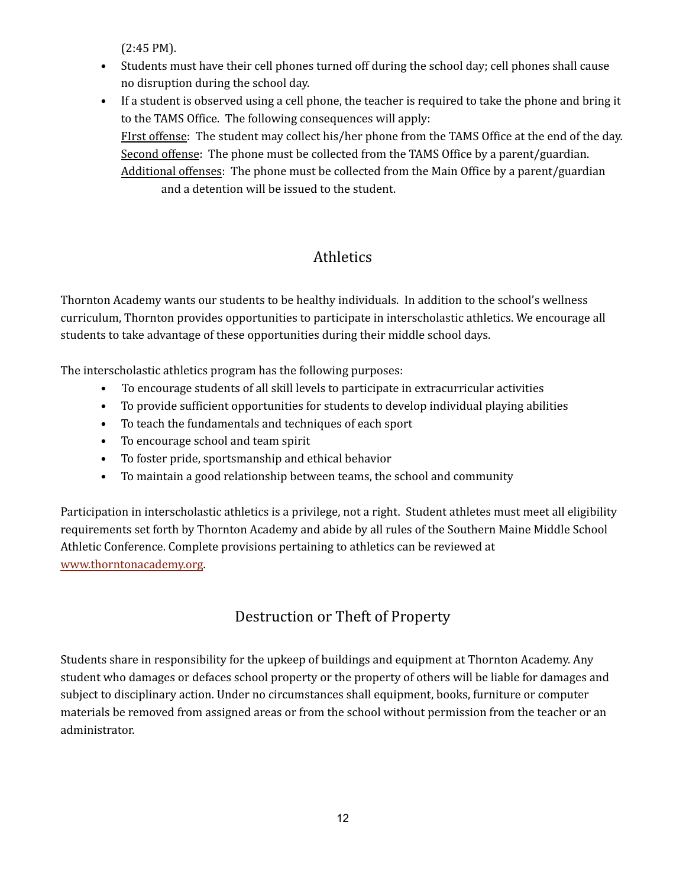(2:45 PM).

- Students must have their cell phones turned off during the school day; cell phones shall cause no disruption during the school day.
- If a student is observed using a cell phone, the teacher is required to take the phone and bring it to the TAMS Office. The following consequences will apply:
  FIrst offense: The student may collect his/her phone from the TAMS Office at the end of the day.
  Second offense: The phone must be collected from the TAMS Office by a parent/guardian.
  Additional offenses: The phone must be collected from the Main Office by a parent/guardian and a detention will be issued to the student.

## Athletics

Thornton Academy wants our students to be healthy individuals. In addition to the school's wellness curriculum, Thornton provides opportunities to participate in interscholastic athletics. We encourage all students to take advantage of these opportunities during their middle school days.

The interscholastic athletics program has the following purposes:

- To encourage students of all skill levels to participate in extracurricular activities
- To provide sufficient opportunities for students to develop individual playing abilities
- To teach the fundamentals and techniques of each sport
- To encourage school and team spirit
- To foster pride, sportsmanship and ethical behavior
- To maintain a good relationship between teams, the school and community

Participation in interscholastic athletics is a privilege, not a right. Student athletes must meet all eligibility requirements set forth by Thornton Academy and abide by all rules of the Southern Maine Middle School Athletic Conference. Complete provisions pertaining to athletics can be reviewed at www.thorntonacademy.org.

## Destruction or Theft of Property

Students share in responsibility for the upkeep of buildings and equipment at Thornton Academy. Any student who damages or defaces school property or the property of others will be liable for damages and subject to disciplinary action. Under no circumstances shall equipment, books, furniture or computer materials be removed from assigned areas or from the school without permission from the teacher or an administrator.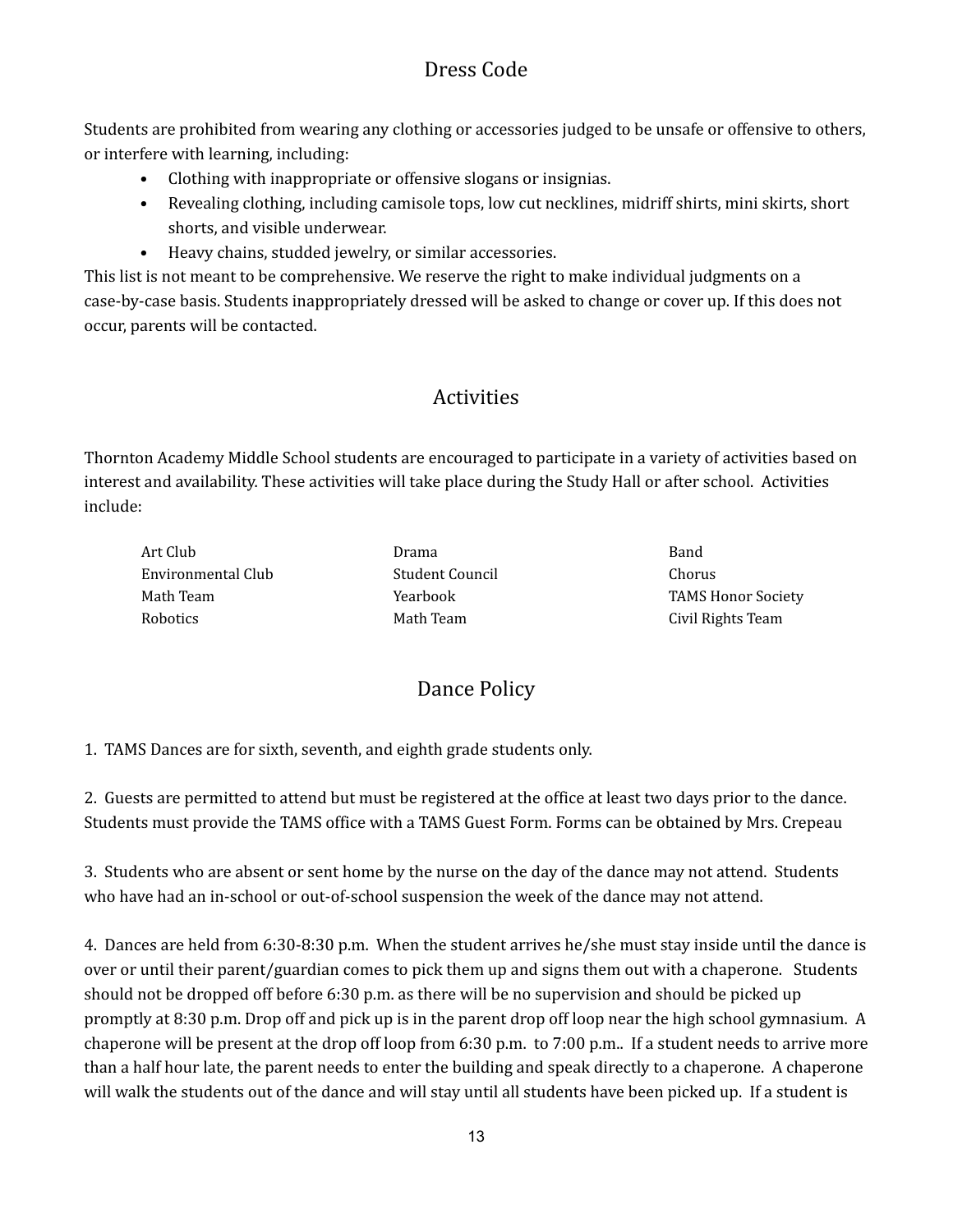## Dress Code

Students are prohibited from wearing any clothing or accessories judged to be unsafe or offensive to others, or interfere with learning, including:

- Clothing with inappropriate or offensive slogans or insignias.
- Revealing clothing, including camisole tops, low cut necklines, midriff shirts, mini skirts, short shorts, and visible underwear.
- Heavy chains, studded jewelry, or similar accessories.

This list is not meant to be comprehensive. We reserve the right to make individual judgments on a case-by-case basis. Students inappropriately dressed will be asked to change or cover up. If this does not occur, parents will be contacted.

## Activities

Thornton Academy Middle School students are encouraged to participate in a variety of activities based on interest and availability. These activities will take place during the Study Hall or after school. Activities include:

| | | |
|---|---|---|
| Art Club | Drama | Band |
| Environmental Club | Student Council | Chorus |
| Math Team | Yearbook | TAMS Honor Society |
| Robotics | Math Team | Civil Rights Team |

## Dance Policy

1. TAMS Dances are for sixth, seventh, and eighth grade students only.

2. Guests are permitted to attend but must be registered at the office at least two days prior to the dance. Students must provide the TAMS office with a TAMS Guest Form. Forms can be obtained by Mrs. Crepeau

3. Students who are absent or sent home by the nurse on the day of the dance may not attend. Students who have had an in-school or out-of-school suspension the week of the dance may not attend.

4. Dances are held from 6:30-8:30 p.m. When the student arrives he/she must stay inside until the dance is over or until their parent/guardian comes to pick them up and signs them out with a chaperone. Students should not be dropped off before 6:30 p.m. as there will be no supervision and should be picked up promptly at 8:30 p.m. Drop off and pick up is in the parent drop off loop near the high school gymnasium. A chaperone will be present at the drop off loop from 6:30 p.m. to 7:00 p.m.. If a student needs to arrive more than a half hour late, the parent needs to enter the building and speak directly to a chaperone. A chaperone will walk the students out of the dance and will stay until all students have been picked up. If a student is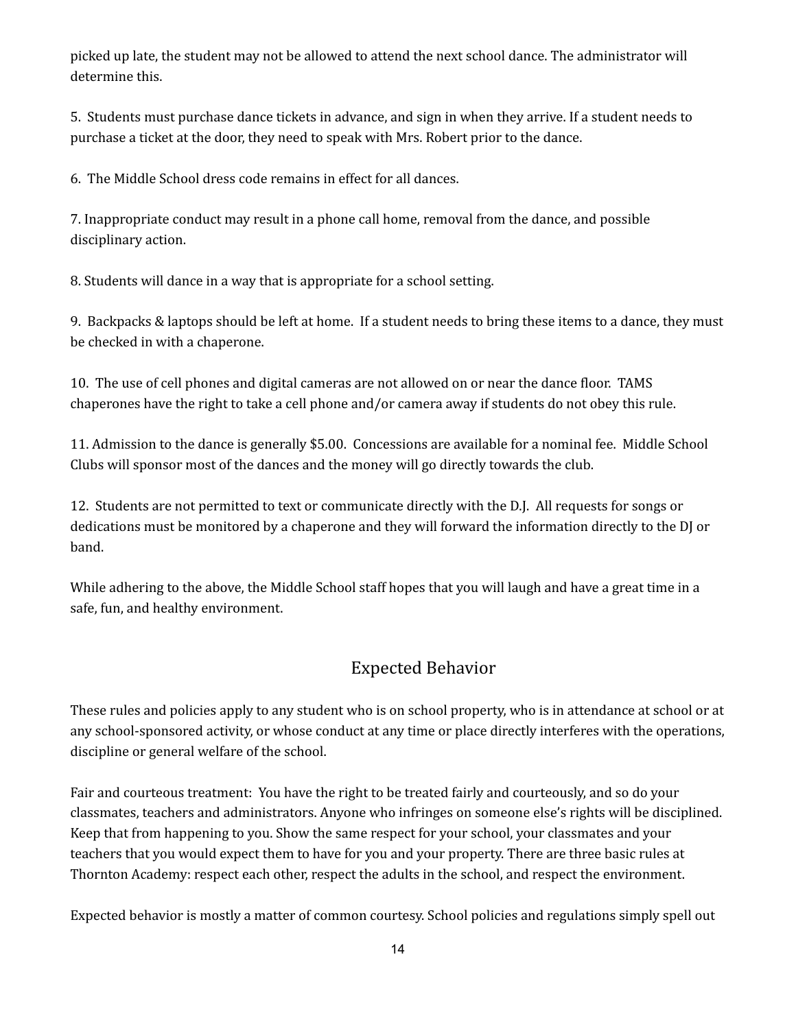picked up late, the student may not be allowed to attend the next school dance. The administrator will determine this.

5. Students must purchase dance tickets in advance, and sign in when they arrive. If a student needs to purchase a ticket at the door, they need to speak with Mrs. Robert prior to the dance.

6. The Middle School dress code remains in effect for all dances.

7. Inappropriate conduct may result in a phone call home, removal from the dance, and possible disciplinary action.

8. Students will dance in a way that is appropriate for a school setting.

9. Backpacks & laptops should be left at home. If a student needs to bring these items to a dance, they must be checked in with a chaperone.

10. The use of cell phones and digital cameras are not allowed on or near the dance floor. TAMS chaperones have the right to take a cell phone and/or camera away if students do not obey this rule.

11. Admission to the dance is generally $5.00. Concessions are available for a nominal fee. Middle School Clubs will sponsor most of the dances and the money will go directly towards the club.

12. Students are not permitted to text or communicate directly with the D.J. All requests for songs or dedications must be monitored by a chaperone and they will forward the information directly to the DJ or band.

While adhering to the above, the Middle School staff hopes that you will laugh and have a great time in a safe, fun, and healthy environment.

## Expected Behavior

These rules and policies apply to any student who is on school property, who is in attendance at school or at any school-sponsored activity, or whose conduct at any time or place directly interferes with the operations, discipline or general welfare of the school.

Fair and courteous treatment: You have the right to be treated fairly and courteously, and so do your classmates, teachers and administrators. Anyone who infringes on someone else's rights will be disciplined. Keep that from happening to you. Show the same respect for your school, your classmates and your teachers that you would expect them to have for you and your property. There are three basic rules at Thornton Academy: respect each other, respect the adults in the school, and respect the environment.

Expected behavior is mostly a matter of common courtesy. School policies and regulations simply spell out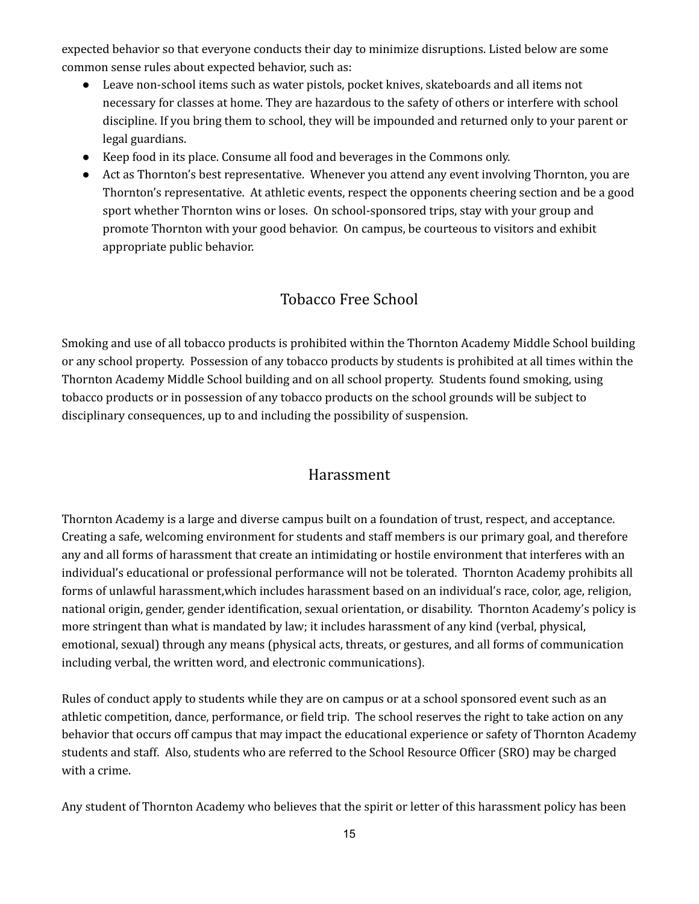expected behavior so that everyone conducts their day to minimize disruptions. Listed below are some common sense rules about expected behavior, such as:

- Leave non-school items such as water pistols, pocket knives, skateboards and all items not necessary for classes at home. They are hazardous to the safety of others or interfere with school discipline. If you bring them to school, they will be impounded and returned only to your parent or legal guardians.
- Keep food in its place. Consume all food and beverages in the Commons only.
- Act as Thornton's best representative. Whenever you attend any event involving Thornton, you are Thornton's representative. At athletic events, respect the opponents cheering section and be a good sport whether Thornton wins or loses. On school-sponsored trips, stay with your group and promote Thornton with your good behavior. On campus, be courteous to visitors and exhibit appropriate public behavior.

## Tobacco Free School

Smoking and use of all tobacco products is prohibited within the Thornton Academy Middle School building or any school property. Possession of any tobacco products by students is prohibited at all times within the Thornton Academy Middle School building and on all school property. Students found smoking, using tobacco products or in possession of any tobacco products on the school grounds will be subject to disciplinary consequences, up to and including the possibility of suspension.

## Harassment

Thornton Academy is a large and diverse campus built on a foundation of trust, respect, and acceptance. Creating a safe, welcoming environment for students and staff members is our primary goal, and therefore any and all forms of harassment that create an intimidating or hostile environment that interferes with an individual's educational or professional performance will not be tolerated. Thornton Academy prohibits all forms of unlawful harassment,which includes harassment based on an individual's race, color, age, religion, national origin, gender, gender identification, sexual orientation, or disability. Thornton Academy's policy is more stringent than what is mandated by law; it includes harassment of any kind (verbal, physical, emotional, sexual) through any means (physical acts, threats, or gestures, and all forms of communication including verbal, the written word, and electronic communications).

Rules of conduct apply to students while they are on campus or at a school sponsored event such as an athletic competition, dance, performance, or field trip. The school reserves the right to take action on any behavior that occurs off campus that may impact the educational experience or safety of Thornton Academy students and staff. Also, students who are referred to the School Resource Officer (SRO) may be charged with a crime.

Any student of Thornton Academy who believes that the spirit or letter of this harassment policy has been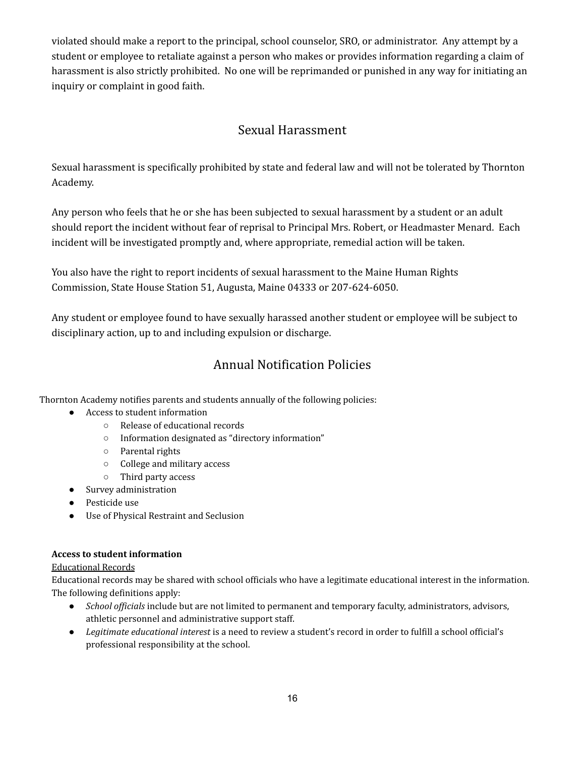violated should make a report to the principal, school counselor, SRO, or administrator. Any attempt by a student or employee to retaliate against a person who makes or provides information regarding a claim of harassment is also strictly prohibited. No one will be reprimanded or punished in any way for initiating an inquiry or complaint in good faith.

## Sexual Harassment

Sexual harassment is specifically prohibited by state and federal law and will not be tolerated by Thornton Academy.

Any person who feels that he or she has been subjected to sexual harassment by a student or an adult should report the incident without fear of reprisal to Principal Mrs. Robert, or Headmaster Menard. Each incident will be investigated promptly and, where appropriate, remedial action will be taken.

You also have the right to report incidents of sexual harassment to the Maine Human Rights Commission, State House Station 51, Augusta, Maine 04333 or 207-624-6050.

Any student or employee found to have sexually harassed another student or employee will be subject to disciplinary action, up to and including expulsion or discharge.

## Annual Notification Policies

Thornton Academy notifies parents and students annually of the following policies:

- Access to student information
  - Release of educational records
  - Information designated as "directory information"
  - Parental rights
  - College and military access
  - Third party access
- Survey administration
- Pesticide use
- Use of Physical Restraint and Seclusion

**Access to student information**

Educational Records

Educational records may be shared with school officials who have a legitimate educational interest in the information. The following definitions apply:

- *School officials* include but are not limited to permanent and temporary faculty, administrators, advisors, athletic personnel and administrative support staff.
- *Legitimate educational interest* is a need to review a student's record in order to fulfill a school official's professional responsibility at the school.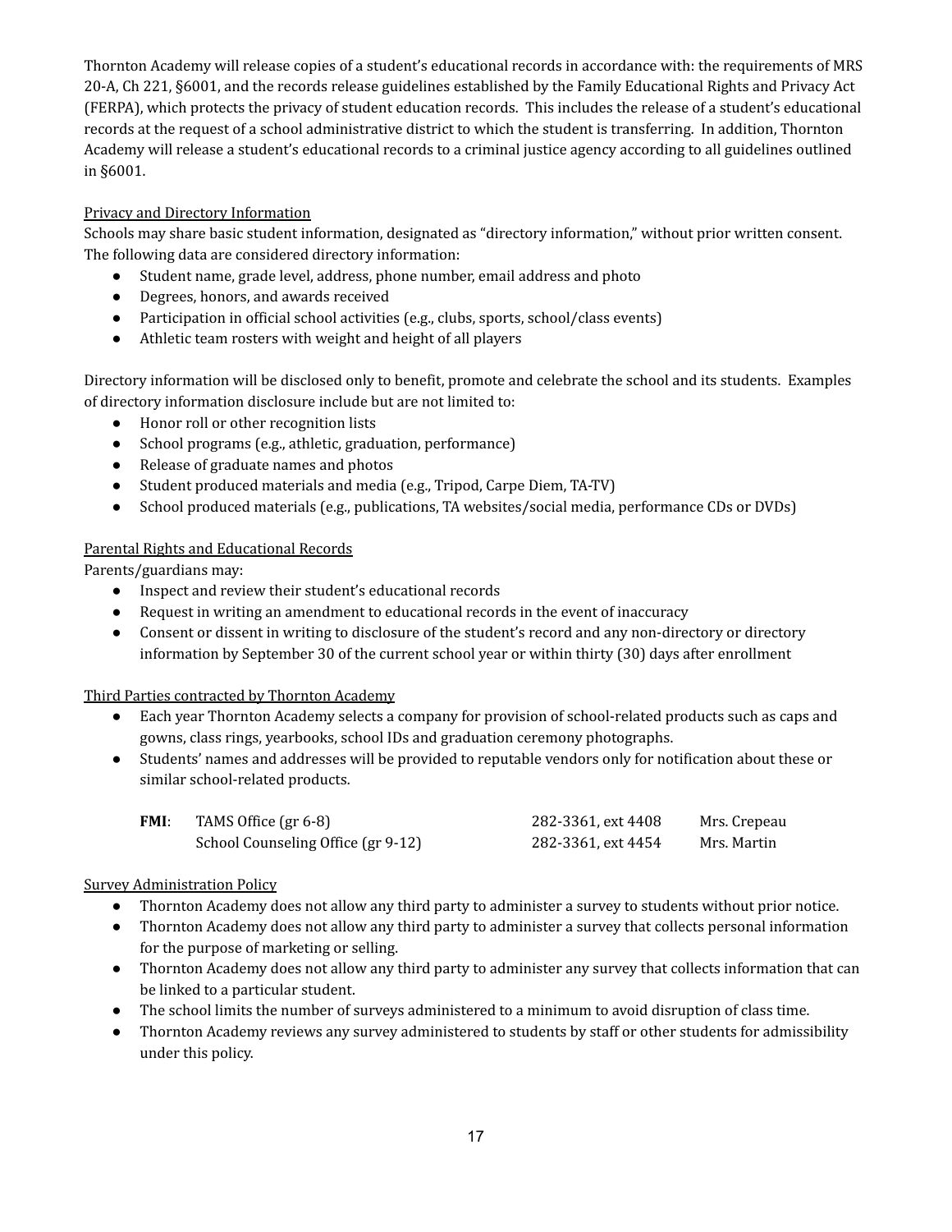Thornton Academy will release copies of a student's educational records in accordance with: the requirements of MRS 20-A, Ch 221, §6001, and the records release guidelines established by the Family Educational Rights and Privacy Act (FERPA), which protects the privacy of student education records. This includes the release of a student's educational records at the request of a school administrative district to which the student is transferring. In addition, Thornton Academy will release a student's educational records to a criminal justice agency according to all guidelines outlined in §6001.

<u>Privacy and Directory Information</u>

Schools may share basic student information, designated as "directory information," without prior written consent. The following data are considered directory information:

- Student name, grade level, address, phone number, email address and photo
- Degrees, honors, and awards received
- Participation in official school activities (e.g., clubs, sports, school/class events)
- Athletic team rosters with weight and height of all players

Directory information will be disclosed only to benefit, promote and celebrate the school and its students. Examples of directory information disclosure include but are not limited to:

- Honor roll or other recognition lists
- School programs (e.g., athletic, graduation, performance)
- Release of graduate names and photos
- Student produced materials and media (e.g., Tripod, Carpe Diem, TA-TV)
- School produced materials (e.g., publications, TA websites/social media, performance CDs or DVDs)

<u>Parental Rights and Educational Records</u>

Parents/guardians may:

- Inspect and review their student's educational records
- Request in writing an amendment to educational records in the event of inaccuracy
- Consent or dissent in writing to disclosure of the student's record and any non-directory or directory information by September 30 of the current school year or within thirty (30) days after enrollment

<u>Third Parties contracted by Thornton Academy</u>

- Each year Thornton Academy selects a company for provision of school-related products such as caps and gowns, class rings, yearbooks, school IDs and graduation ceremony photographs.
- Students' names and addresses will be provided to reputable vendors only for notification about these or similar school-related products.

| **FMI**: | TAMS Office (gr 6-8) | 282-3361, ext 4408 | Mrs. Crepeau |
|---|---|---|---|
| | School Counseling Office (gr 9-12) | 282-3361, ext 4454 | Mrs. Martin |

<u>Survey Administration Policy</u>

- Thornton Academy does not allow any third party to administer a survey to students without prior notice.
- Thornton Academy does not allow any third party to administer a survey that collects personal information for the purpose of marketing or selling.
- Thornton Academy does not allow any third party to administer any survey that collects information that can be linked to a particular student.
- The school limits the number of surveys administered to a minimum to avoid disruption of class time.
- Thornton Academy reviews any survey administered to students by staff or other students for admissibility under this policy.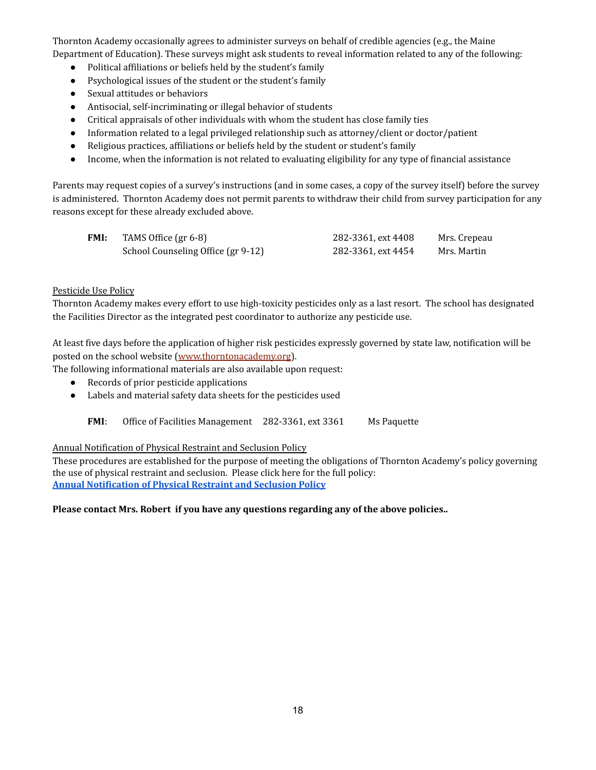Thornton Academy occasionally agrees to administer surveys on behalf of credible agencies (e.g., the Maine Department of Education). These surveys might ask students to reveal information related to any of the following:

- Political affiliations or beliefs held by the student's family
- Psychological issues of the student or the student's family
- Sexual attitudes or behaviors
- Antisocial, self-incriminating or illegal behavior of students
- Critical appraisals of other individuals with whom the student has close family ties
- Information related to a legal privileged relationship such as attorney/client or doctor/patient
- Religious practices, affiliations or beliefs held by the student or student's family
- Income, when the information is not related to evaluating eligibility for any type of financial assistance

Parents may request copies of a survey's instructions (and in some cases, a copy of the survey itself) before the survey is administered. Thornton Academy does not permit parents to withdraw their child from survey participation for any reasons except for these already excluded above.

| **FMI:** | TAMS Office (gr 6-8) | 282-3361, ext 4408 | Mrs. Crepeau |
|---|---|---|---|
| | School Counseling Office (gr 9-12) | 282-3361, ext 4454 | Mrs. Martin |

Pesticide Use Policy

Thornton Academy makes every effort to use high-toxicity pesticides only as a last resort. The school has designated the Facilities Director as the integrated pest coordinator to authorize any pesticide use.

At least five days before the application of higher risk pesticides expressly governed by state law, notification will be posted on the school website (www.thorntonacademy.org).

The following informational materials are also available upon request:

- Records of prior pesticide applications
- Labels and material safety data sheets for the pesticides used

**FMI**: Office of Facilities Management 282-3361, ext 3361 Ms Paquette

Annual Notification of Physical Restraint and Seclusion Policy

These procedures are established for the purpose of meeting the obligations of Thornton Academy's policy governing the use of physical restraint and seclusion. Please click here for the full policy:
**Annual Notification of Physical Restraint and Seclusion Policy**

**Please contact Mrs. Robert if you have any questions regarding any of the above policies..**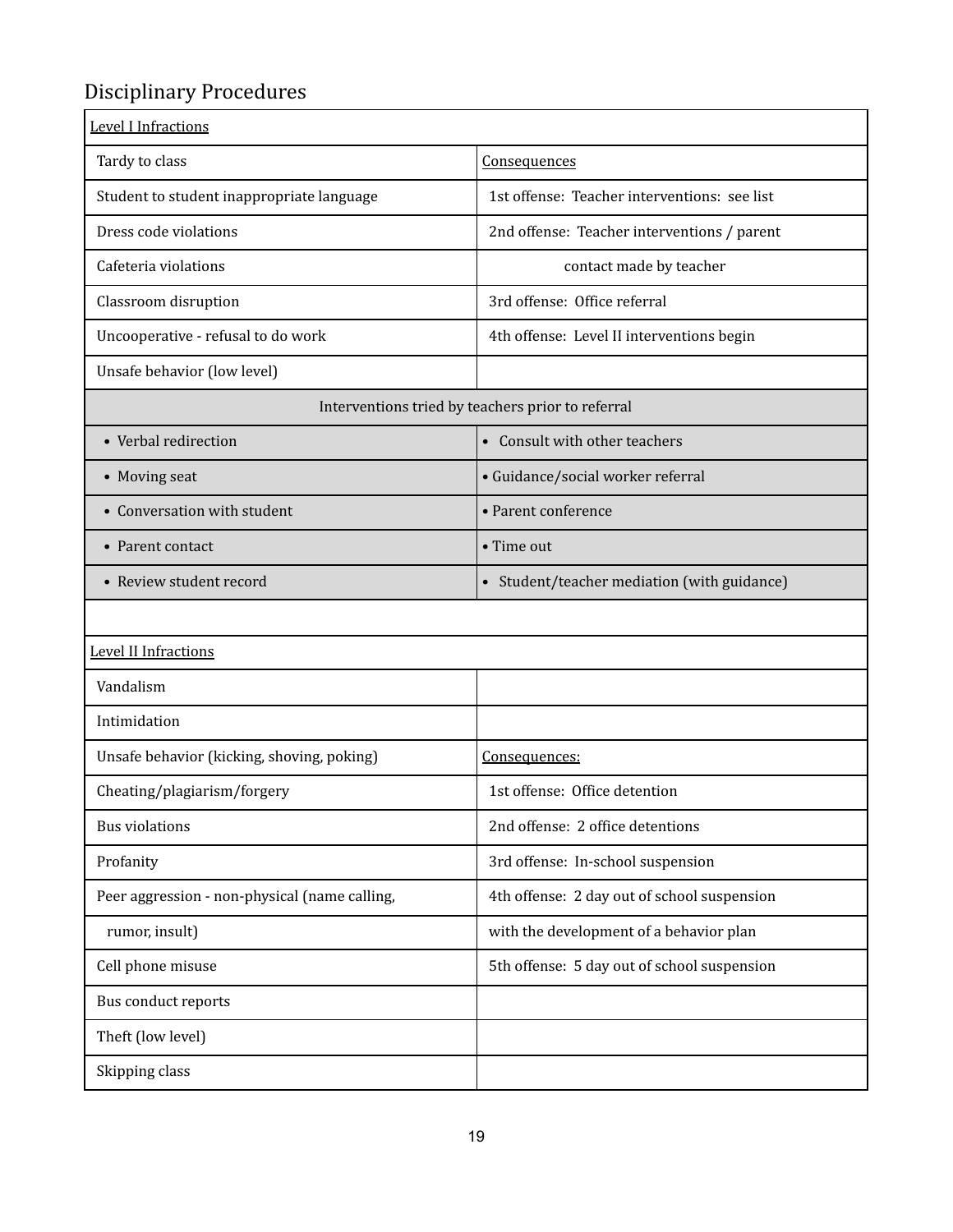## Disciplinary Procedures

| Level I Infractions | |
|---|---|
| Tardy to class | Consequences |
| Student to student inappropriate language | 1st offense: Teacher interventions: see list |
| Dress code violations | 2nd offense: Teacher interventions / parent |
| Cafeteria violations | contact made by teacher |
| Classroom disruption | 3rd offense: Office referral |
| Uncooperative - refusal to do work | 4th offense: Level II interventions begin |
| Unsafe behavior (low level) | |
| Interventions tried by teachers prior to referral | |
| • Verbal redirection | • Consult with other teachers |
| • Moving seat | • Guidance/social worker referral |
| • Conversation with student | • Parent conference |
| • Parent contact | • Time out |
| • Review student record | • Student/teacher mediation (with guidance) |
| | |
| Level II Infractions | |
| Vandalism | |
| Intimidation | |
| Unsafe behavior (kicking, shoving, poking) | Consequences: |
| Cheating/plagiarism/forgery | 1st offense: Office detention |
| Bus violations | 2nd offense: 2 office detentions |
| Profanity | 3rd offense: In-school suspension |
| Peer aggression - non-physical (name calling, | 4th offense: 2 day out of school suspension |
| rumor, insult) | with the development of a behavior plan |
| Cell phone misuse | 5th offense: 5 day out of school suspension |
| Bus conduct reports | |
| Theft (low level) | |
| Skipping class | |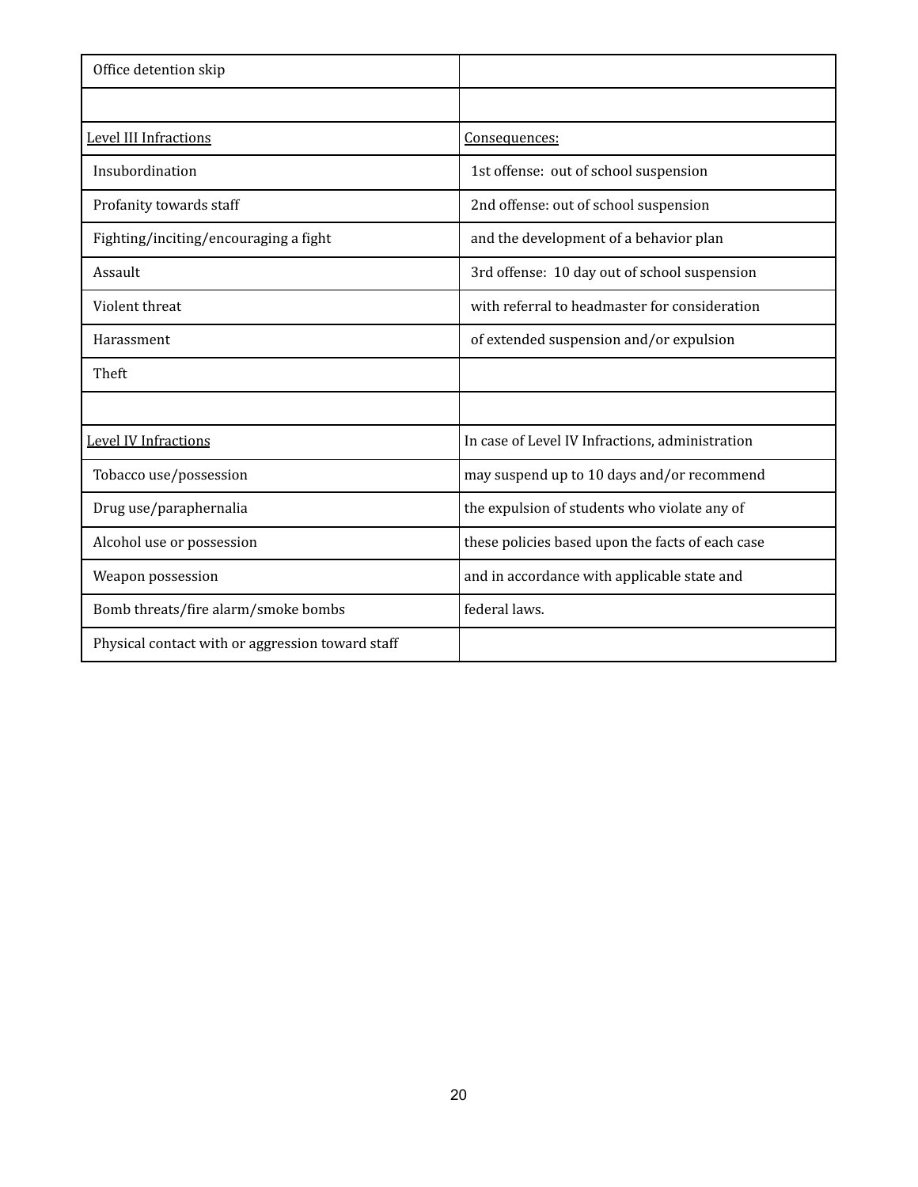| Office detention skip | |
|---|---|
| | |
| Level III Infractions | Consequences: |
| Insubordination | 1st offense: out of school suspension |
| Profanity towards staff | 2nd offense: out of school suspension |
| Fighting/inciting/encouraging a fight | and the development of a behavior plan |
| Assault | 3rd offense: 10 day out of school suspension |
| Violent threat | with referral to headmaster for consideration |
| Harassment | of extended suspension and/or expulsion |
| Theft | |
| | |
| Level IV Infractions | In case of Level IV Infractions, administration |
| Tobacco use/possession | may suspend up to 10 days and/or recommend |
| Drug use/paraphernalia | the expulsion of students who violate any of |
| Alcohol use or possession | these policies based upon the facts of each case |
| Weapon possession | and in accordance with applicable state and |
| Bomb threats/fire alarm/smoke bombs | federal laws. |
| Physical contact with or aggression toward staff | |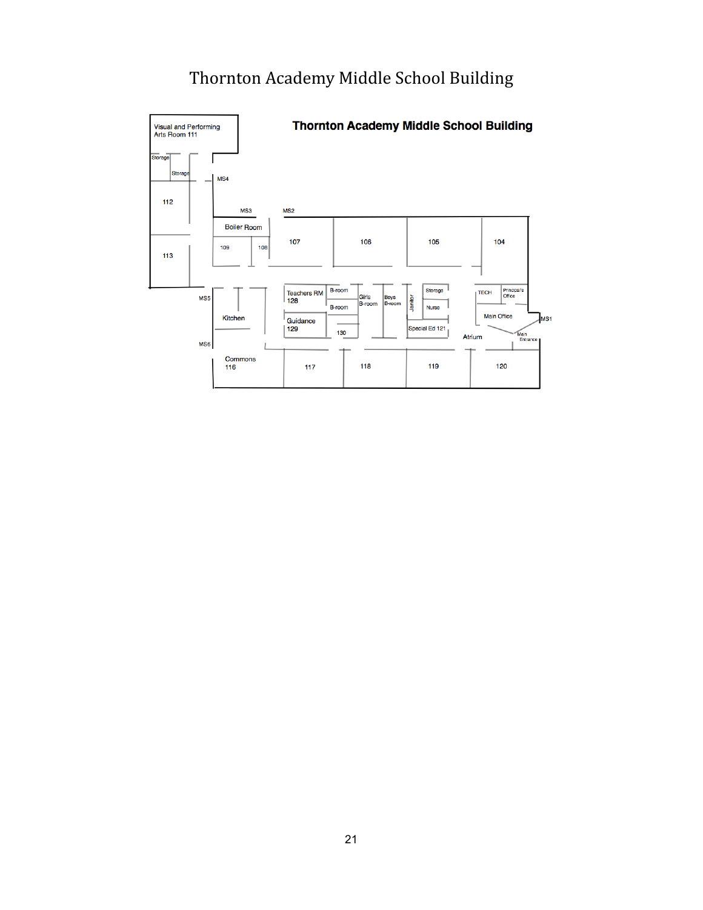# Thornton Academy Middle School Building

**Thornton Academy Middle School Building**

Visual and Performing Arts Room 111

Storage

Storage

MS4

112

MS3

MS2

Boiler Room

109

108

107

106

105

104

113

MS5

Kitchen

Teachers RM 128

B-room

B-room

Girls B-room

Boys B-room

Janitor

Storage

Nurse

TECH

Principal's Office

Main Office

MS1

Guidance 129

130

Special Ed 121

Atrium

Main Entrance

MS6

Commons 116

117

118

119

120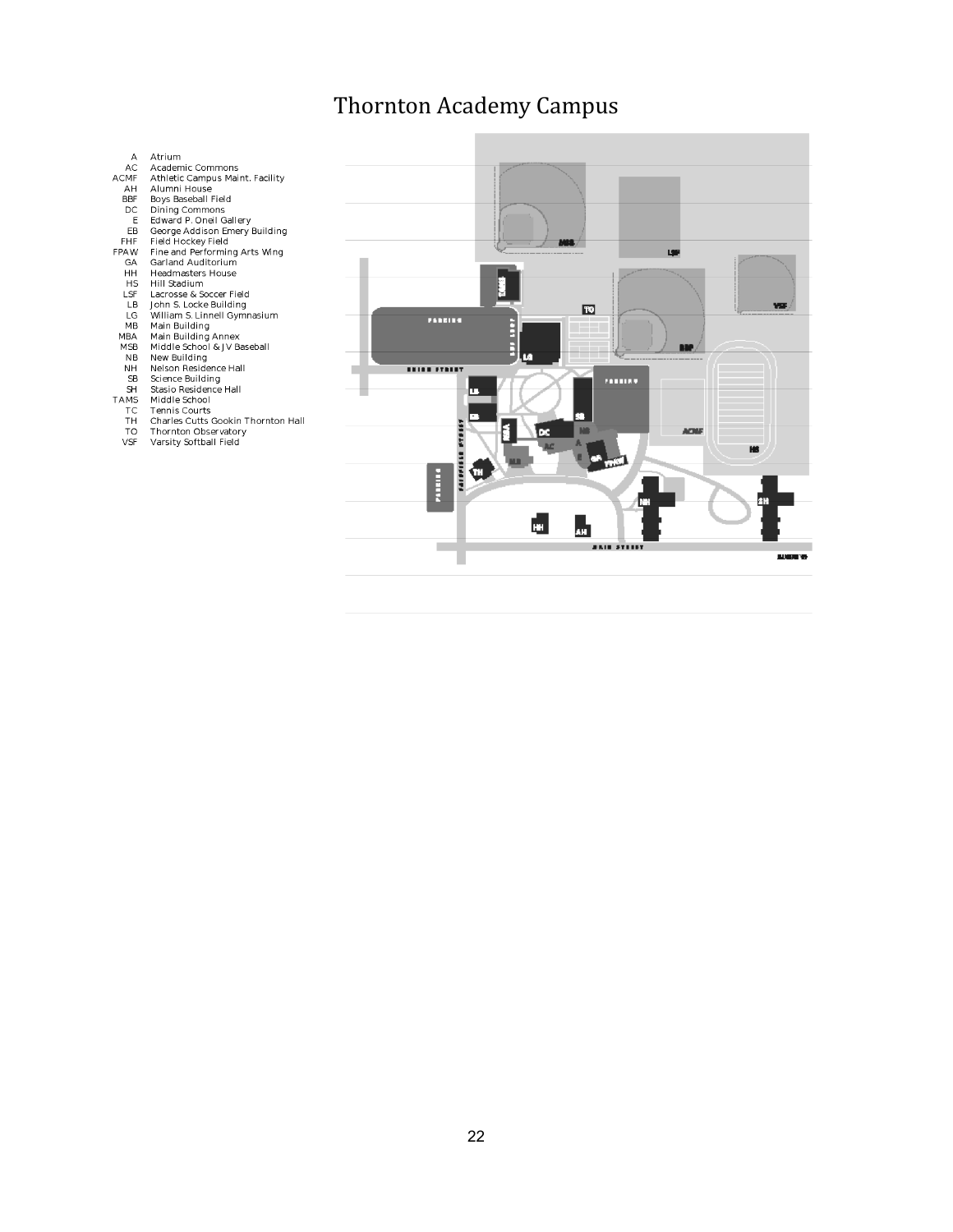# Thornton Academy Campus

| | |
|---|---|
| A | Atrium |
| AC | Academic Commons |
| ACMF | Athletic Campus Maint. Facility |
| AH | Alumni House |
| BBF | Boys Baseball Field |
| DC | Dining Commons |
| E | Edward P. Oneil Gallery |
| EB | George Addison Emery Building |
| FHF | Field Hockey Field |
| FPAW | Fine and Performing Arts Wing |
| GA | Garland Auditorium |
| HH | Headmasters House |
| HS | Hill Stadium |
| LSF | Lacrosse & Soccer Field |
| LB | John S. Locke Building |
| LG | William S. Linnell Gymnasium |
| MB | Main Building |
| MBA | Main Building Annex |
| MSB | Middle School & JV Baseball |
| NB | New Building |
| NH | Nelson Residence Hall |
| SB | Science Building |
| SH | Stasio Residence Hall |
| TAMS | Middle School |
| TC | Tennis Courts |
| TH | Charles Cutts Gookin Thornton Hall |
| TO | Thornton Observatory |
| VSF | Varsity Softball Field |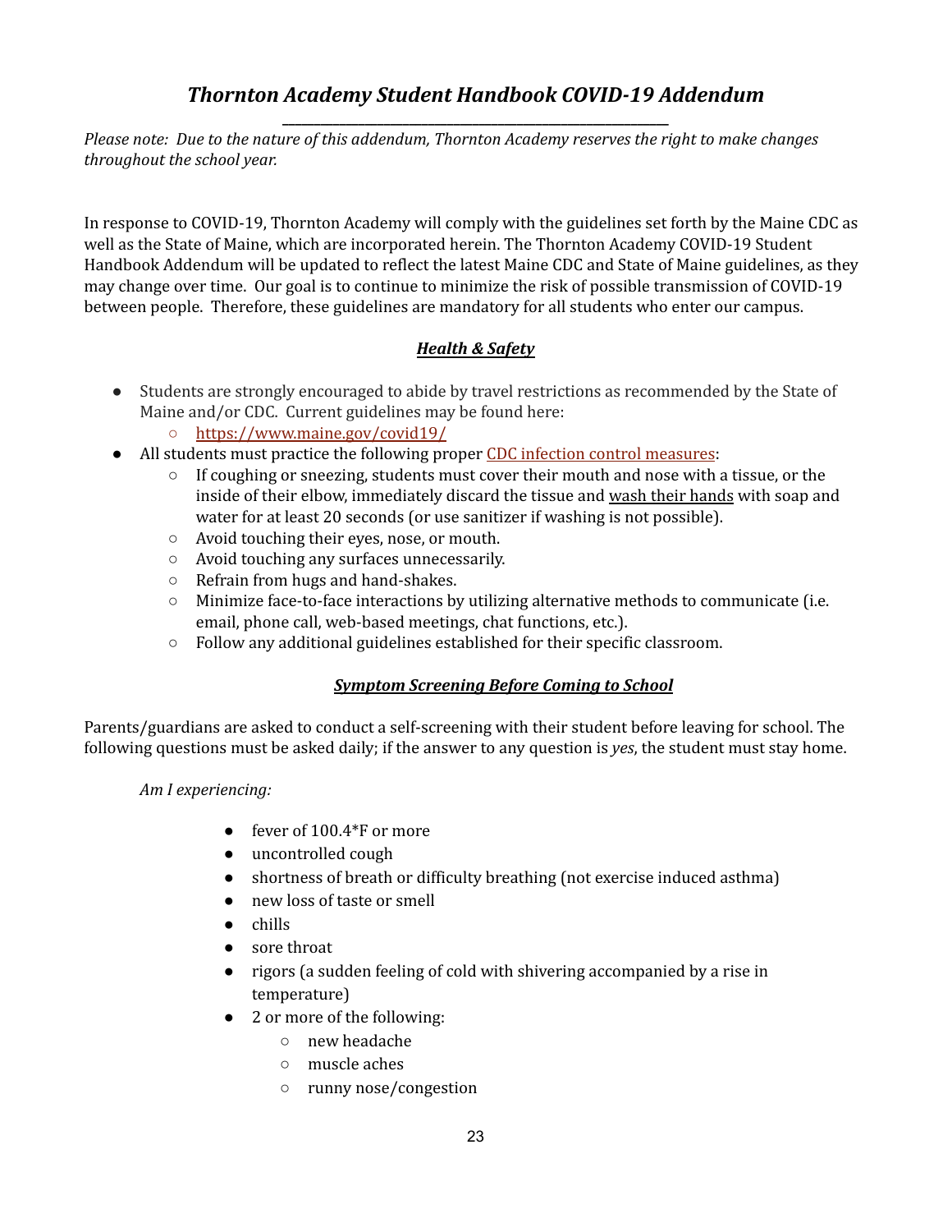# *Thornton Academy Student Handbook COVID-19 Addendum*

*Please note: Due to the nature of this addendum, Thornton Academy reserves the right to make changes throughout the school year.*

In response to COVID-19, Thornton Academy will comply with the guidelines set forth by the Maine CDC as well as the State of Maine, which are incorporated herein. The Thornton Academy COVID-19 Student Handbook Addendum will be updated to reflect the latest Maine CDC and State of Maine guidelines, as they may change over time. Our goal is to continue to minimize the risk of possible transmission of COVID-19 between people. Therefore, these guidelines are mandatory for all students who enter our campus.

## ***Health & Safety***

- Students are strongly encouraged to abide by travel restrictions as recommended by the State of Maine and/or CDC. Current guidelines may be found here:
  - https://www.maine.gov/covid19/
- All students must practice the following proper CDC infection control measures:
  - If coughing or sneezing, students must cover their mouth and nose with a tissue, or the inside of their elbow, immediately discard the tissue and wash their hands with soap and water for at least 20 seconds (or use sanitizer if washing is not possible).
  - Avoid touching their eyes, nose, or mouth.
  - Avoid touching any surfaces unnecessarily.
  - Refrain from hugs and hand-shakes.
  - Minimize face-to-face interactions by utilizing alternative methods to communicate (i.e. email, phone call, web-based meetings, chat functions, etc.).
  - Follow any additional guidelines established for their specific classroom.

## ***Symptom Screening Before Coming to School***

Parents/guardians are asked to conduct a self-screening with their student before leaving for school. The following questions must be asked daily; if the answer to any question is *yes*, the student must stay home.

*Am I experiencing:*

- fever of 100.4*F or more
- uncontrolled cough
- shortness of breath or difficulty breathing (not exercise induced asthma)
- new loss of taste or smell
- chills
- sore throat
- rigors (a sudden feeling of cold with shivering accompanied by a rise in temperature)
- 2 or more of the following:
  - new headache
  - muscle aches
  - runny nose/congestion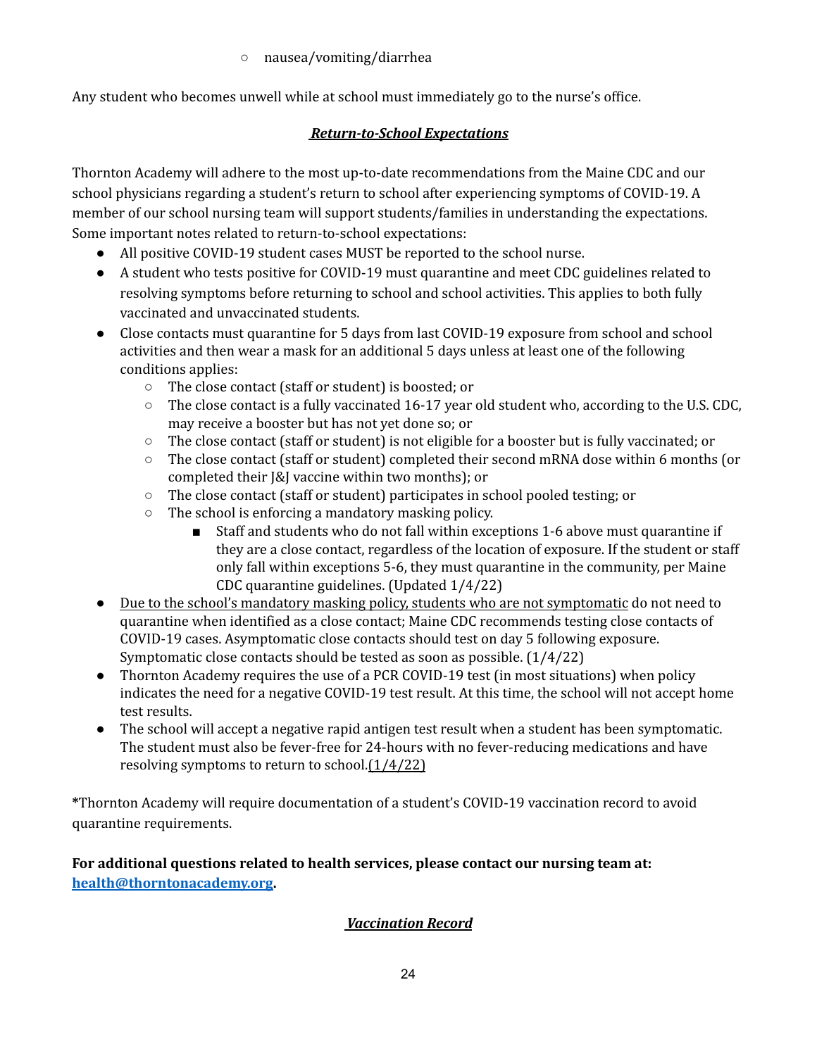- nausea/vomiting/diarrhea

Any student who becomes unwell while at school must immediately go to the nurse's office.

## ***Return-to-School Expectations***

Thornton Academy will adhere to the most up-to-date recommendations from the Maine CDC and our school physicians regarding a student's return to school after experiencing symptoms of COVID-19. A member of our school nursing team will support students/families in understanding the expectations. Some important notes related to return-to-school expectations:

- All positive COVID-19 student cases MUST be reported to the school nurse.
- A student who tests positive for COVID-19 must quarantine and meet CDC guidelines related to resolving symptoms before returning to school and school activities. This applies to both fully vaccinated and unvaccinated students.
- Close contacts must quarantine for 5 days from last COVID-19 exposure from school and school activities and then wear a mask for an additional 5 days unless at least one of the following conditions applies:
  - The close contact (staff or student) is boosted; or
  - The close contact is a fully vaccinated 16-17 year old student who, according to the U.S. CDC, may receive a booster but has not yet done so; or
  - The close contact (staff or student) is not eligible for a booster but is fully vaccinated; or
  - The close contact (staff or student) completed their second mRNA dose within 6 months (or completed their J&J vaccine within two months); or
  - The close contact (staff or student) participates in school pooled testing; or
  - The school is enforcing a mandatory masking policy.
    - Staff and students who do not fall within exceptions 1-6 above must quarantine if they are a close contact, regardless of the location of exposure. If the student or staff only fall within exceptions 5-6, they must quarantine in the community, per Maine CDC quarantine guidelines. (Updated 1/4/22)
- <u>Due to the school's mandatory masking policy, students who are not symptomatic</u> do not need to quarantine when identified as a close contact; Maine CDC recommends testing close contacts of COVID-19 cases. Asymptomatic close contacts should test on day 5 following exposure. Symptomatic close contacts should be tested as soon as possible. (1/4/22)
- Thornton Academy requires the use of a PCR COVID-19 test (in most situations) when policy indicates the need for a negative COVID-19 test result. At this time, the school will not accept home test results.
- The school will accept a negative rapid antigen test result when a student has been symptomatic. The student must also be fever-free for 24-hours with no fever-reducing medications and have resolving symptoms to return to school.<u>(1/4/22)</u>

*Thornton Academy will require documentation of a student's COVID-19 vaccination record to avoid quarantine requirements.

**For additional questions related to health services, please contact our nursing team at: [health@thorntonacademy.org](mailto:health@thorntonacademy.org).**

## ***Vaccination Record***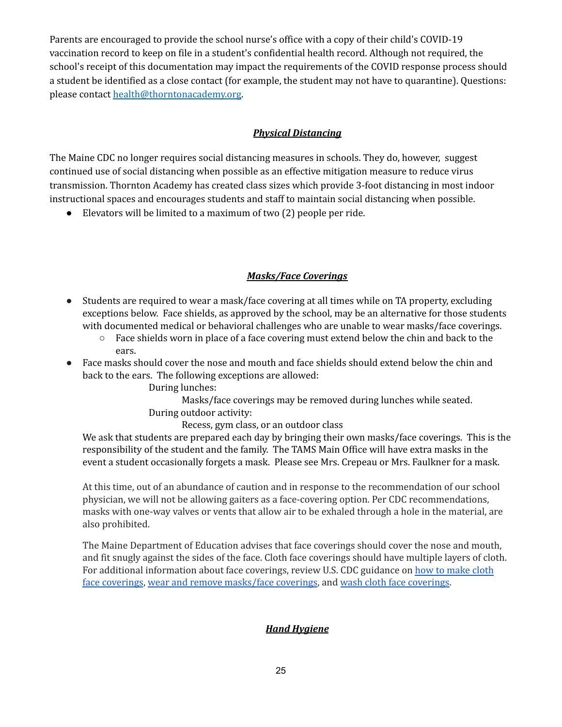Parents are encouraged to provide the school nurse's office with a copy of their child's COVID-19 vaccination record to keep on file in a student's confidential health record. Although not required, the school's receipt of this documentation may impact the requirements of the COVID response process should a student be identified as a close contact (for example, the student may not have to quarantine). Questions: please contact [health@thorntonacademy.org](mailto:health@thorntonacademy.org).

## ***Physical Distancing***

The Maine CDC no longer requires social distancing measures in schools. They do, however, suggest continued use of social distancing when possible as an effective mitigation measure to reduce virus transmission. Thornton Academy has created class sizes which provide 3-foot distancing in most indoor instructional spaces and encourages students and staff to maintain social distancing when possible.

- Elevators will be limited to a maximum of two (2) people per ride.

## ***Masks/Face Coverings***

- Students are required to wear a mask/face covering at all times while on TA property, excluding exceptions below. Face shields, as approved by the school, may be an alternative for those students with documented medical or behavioral challenges who are unable to wear masks/face coverings.
  - Face shields worn in place of a face covering must extend below the chin and back to the ears.
- Face masks should cover the nose and mouth and face shields should extend below the chin and back to the ears. The following exceptions are allowed:
  - During lunches:
    - Masks/face coverings may be removed during lunches while seated.
  - During outdoor activity:
    - Recess, gym class, or an outdoor class

  We ask that students are prepared each day by bringing their own masks/face coverings. This is the responsibility of the student and the family. The TAMS Main Office will have extra masks in the event a student occasionally forgets a mask. Please see Mrs. Crepeau or Mrs. Faulkner for a mask.

  At this time, out of an abundance of caution and in response to the recommendation of our school physician, we will not be allowing gaiters as a face-covering option. Per CDC recommendations, masks with one-way valves or vents that allow air to be exhaled through a hole in the material, are also prohibited.

  The Maine Department of Education advises that face coverings should cover the nose and mouth, and fit snugly against the sides of the face. Cloth face coverings should have multiple layers of cloth. For additional information about face coverings, review U.S. CDC guidance on how to make cloth face coverings, wear and remove masks/face coverings, and wash cloth face coverings.

## ***Hand Hygiene***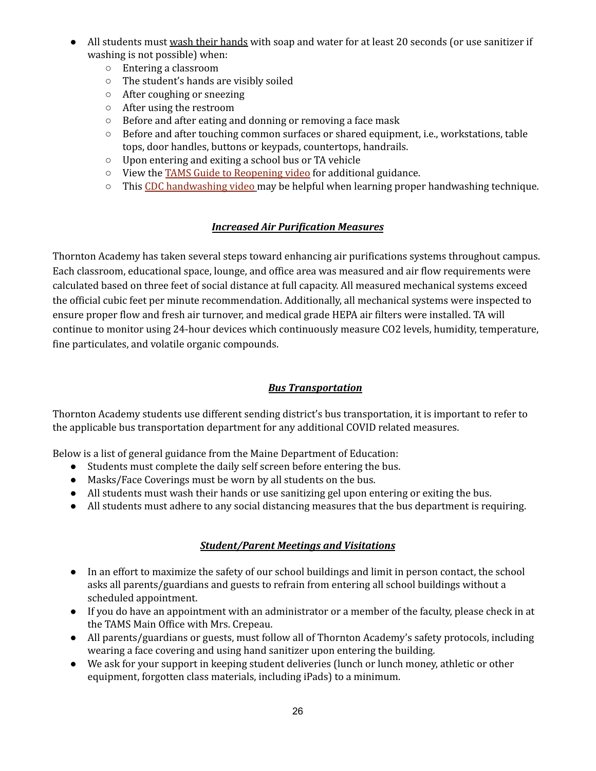- All students must <u>wash their hands</u> with soap and water for at least 20 seconds (or use sanitizer if washing is not possible) when:
    - Entering a classroom
    - The student's hands are visibly soiled
    - After coughing or sneezing
    - After using the restroom
    - Before and after eating and donning or removing a face mask
    - Before and after touching common surfaces or shared equipment, i.e., workstations, table tops, door handles, buttons or keypads, countertops, handrails.
    - Upon entering and exiting a school bus or TA vehicle
    - View the TAMS Guide to Reopening video for additional guidance.
    - This CDC handwashing video may be helpful when learning proper handwashing technique.

## ***<u>Increased Air Purification Measures</u>***

Thornton Academy has taken several steps toward enhancing air purifications systems throughout campus. Each classroom, educational space, lounge, and office area was measured and air flow requirements were calculated based on three feet of social distance at full capacity. All measured mechanical systems exceed the official cubic feet per minute recommendation. Additionally, all mechanical systems were inspected to ensure proper flow and fresh air turnover, and medical grade HEPA air filters were installed. TA will continue to monitor using 24-hour devices which continuously measure CO2 levels, humidity, temperature, fine particulates, and volatile organic compounds.

## ***<u>Bus Transportation</u>***

Thornton Academy students use different sending district's bus transportation, it is important to refer to the applicable bus transportation department for any additional COVID related measures.

Below is a list of general guidance from the Maine Department of Education:

- Students must complete the daily self screen before entering the bus.
- Masks/Face Coverings must be worn by all students on the bus.
- All students must wash their hands or use sanitizing gel upon entering or exiting the bus.
- All students must adhere to any social distancing measures that the bus department is requiring.

## ***<u>Student/Parent Meetings and Visitations</u>***

- In an effort to maximize the safety of our school buildings and limit in person contact, the school asks all parents/guardians and guests to refrain from entering all school buildings without a scheduled appointment.
- If you do have an appointment with an administrator or a member of the faculty, please check in at the TAMS Main Office with Mrs. Crepeau.
- All parents/guardians or guests, must follow all of Thornton Academy's safety protocols, including wearing a face covering and using hand sanitizer upon entering the building.
- We ask for your support in keeping student deliveries (lunch or lunch money, athletic or other equipment, forgotten class materials, including iPads) to a minimum.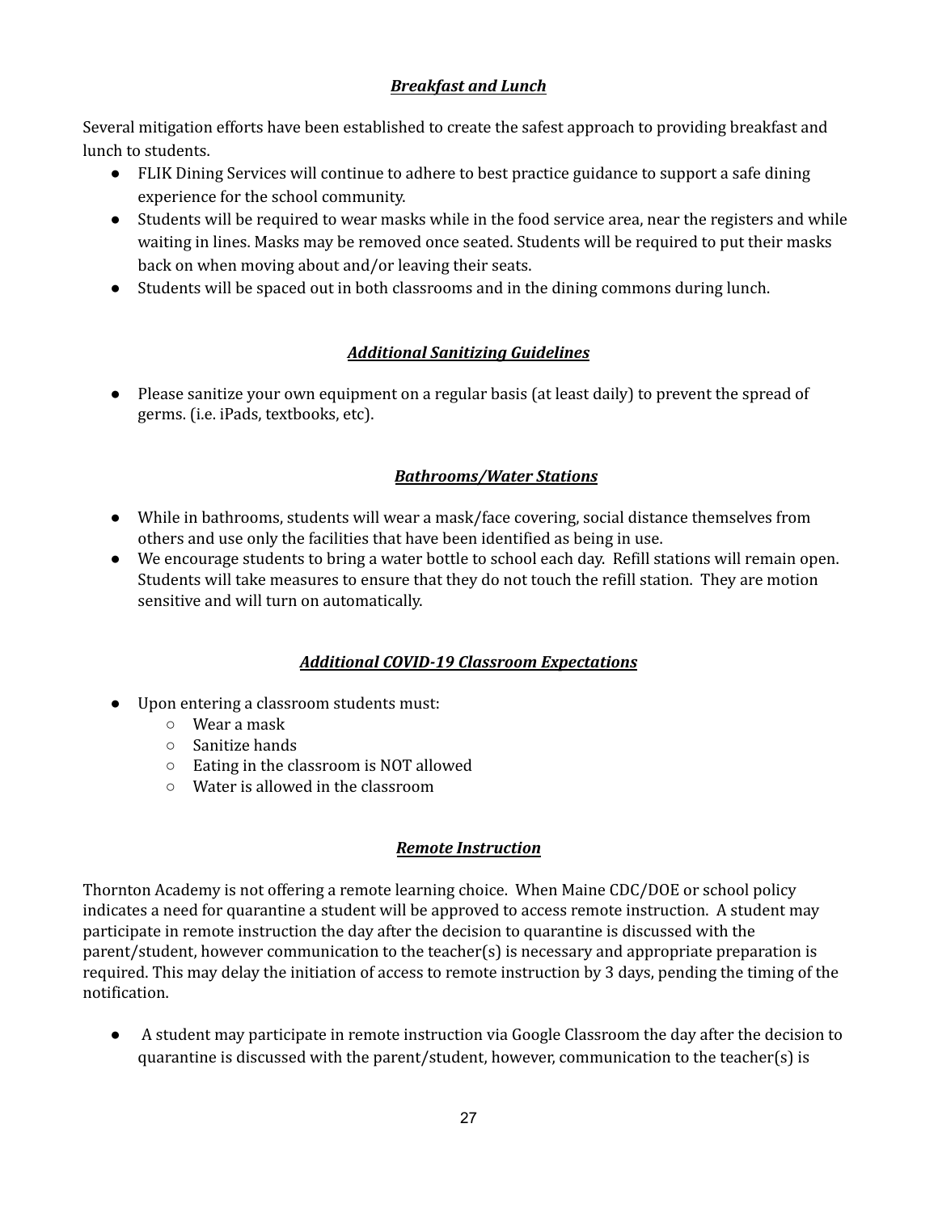### ***Breakfast and Lunch***

Several mitigation efforts have been established to create the safest approach to providing breakfast and lunch to students.

- FLIK Dining Services will continue to adhere to best practice guidance to support a safe dining experience for the school community.
- Students will be required to wear masks while in the food service area, near the registers and while waiting in lines. Masks may be removed once seated. Students will be required to put their masks back on when moving about and/or leaving their seats.
- Students will be spaced out in both classrooms and in the dining commons during lunch.

### ***Additional Sanitizing Guidelines***

- Please sanitize your own equipment on a regular basis (at least daily) to prevent the spread of germs. (i.e. iPads, textbooks, etc).

### ***Bathrooms/Water Stations***

- While in bathrooms, students will wear a mask/face covering, social distance themselves from others and use only the facilities that have been identified as being in use.
- We encourage students to bring a water bottle to school each day. Refill stations will remain open. Students will take measures to ensure that they do not touch the refill station. They are motion sensitive and will turn on automatically.

### ***Additional COVID-19 Classroom Expectations***

- Upon entering a classroom students must:
  - Wear a mask
  - Sanitize hands
  - Eating in the classroom is NOT allowed
  - Water is allowed in the classroom

### ***Remote Instruction***

Thornton Academy is not offering a remote learning choice. When Maine CDC/DOE or school policy indicates a need for quarantine a student will be approved to access remote instruction. A student may participate in remote instruction the day after the decision to quarantine is discussed with the parent/student, however communication to the teacher(s) is necessary and appropriate preparation is required. This may delay the initiation of access to remote instruction by 3 days, pending the timing of the notification.

- A student may participate in remote instruction via Google Classroom the day after the decision to quarantine is discussed with the parent/student, however, communication to the teacher(s) is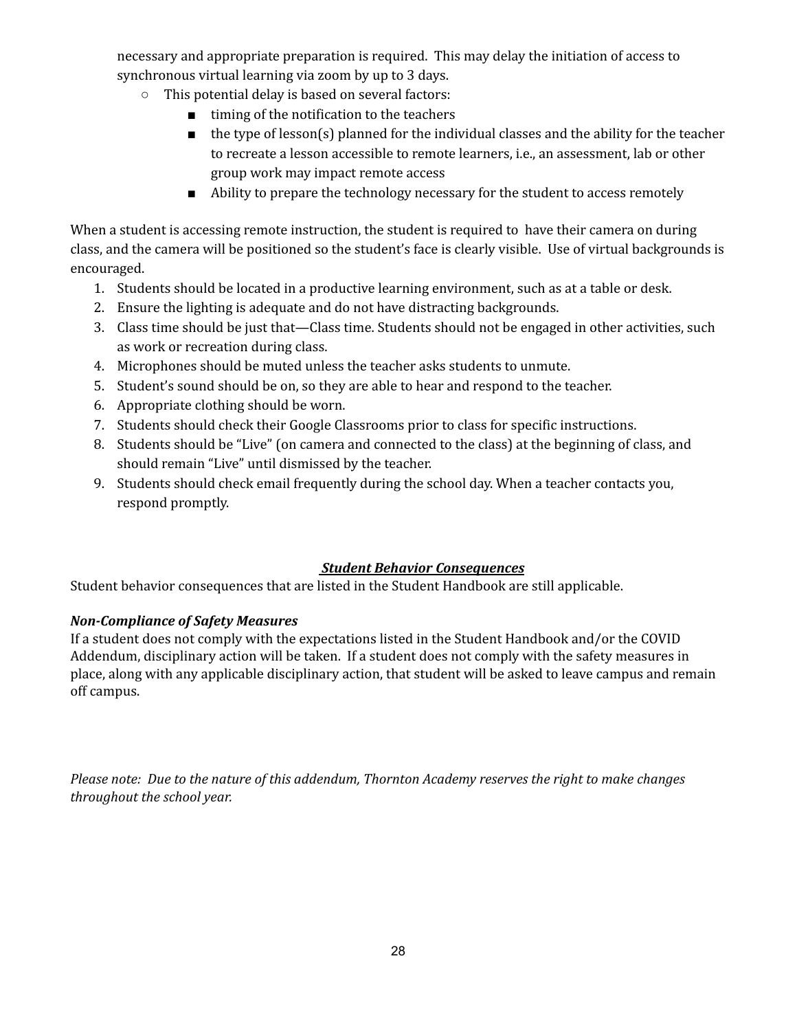necessary and appropriate preparation is required. This may delay the initiation of access to synchronous virtual learning via zoom by up to 3 days.

- This potential delay is based on several factors:
  - timing of the notification to the teachers
  - the type of lesson(s) planned for the individual classes and the ability for the teacher to recreate a lesson accessible to remote learners, i.e., an assessment, lab or other group work may impact remote access
  - Ability to prepare the technology necessary for the student to access remotely

When a student is accessing remote instruction, the student is required to have their camera on during class, and the camera will be positioned so the student's face is clearly visible. Use of virtual backgrounds is encouraged.

1. Students should be located in a productive learning environment, such as at a table or desk.
2. Ensure the lighting is adequate and do not have distracting backgrounds.
3. Class time should be just that—Class time. Students should not be engaged in other activities, such as work or recreation during class.
4. Microphones should be muted unless the teacher asks students to unmute.
5. Student's sound should be on, so they are able to hear and respond to the teacher.
6. Appropriate clothing should be worn.
7. Students should check their Google Classrooms prior to class for specific instructions.
8. Students should be "Live" (on camera and connected to the class) at the beginning of class, and should remain "Live" until dismissed by the teacher.
9. Students should check email frequently during the school day. When a teacher contacts you, respond promptly.

## ***Student Behavior Consequences***

Student behavior consequences that are listed in the Student Handbook are still applicable.

### ***Non-Compliance of Safety Measures***

If a student does not comply with the expectations listed in the Student Handbook and/or the COVID Addendum, disciplinary action will be taken. If a student does not comply with the safety measures in place, along with any applicable disciplinary action, that student will be asked to leave campus and remain off campus.

*Please note: Due to the nature of this addendum, Thornton Academy reserves the right to make changes throughout the school year.*